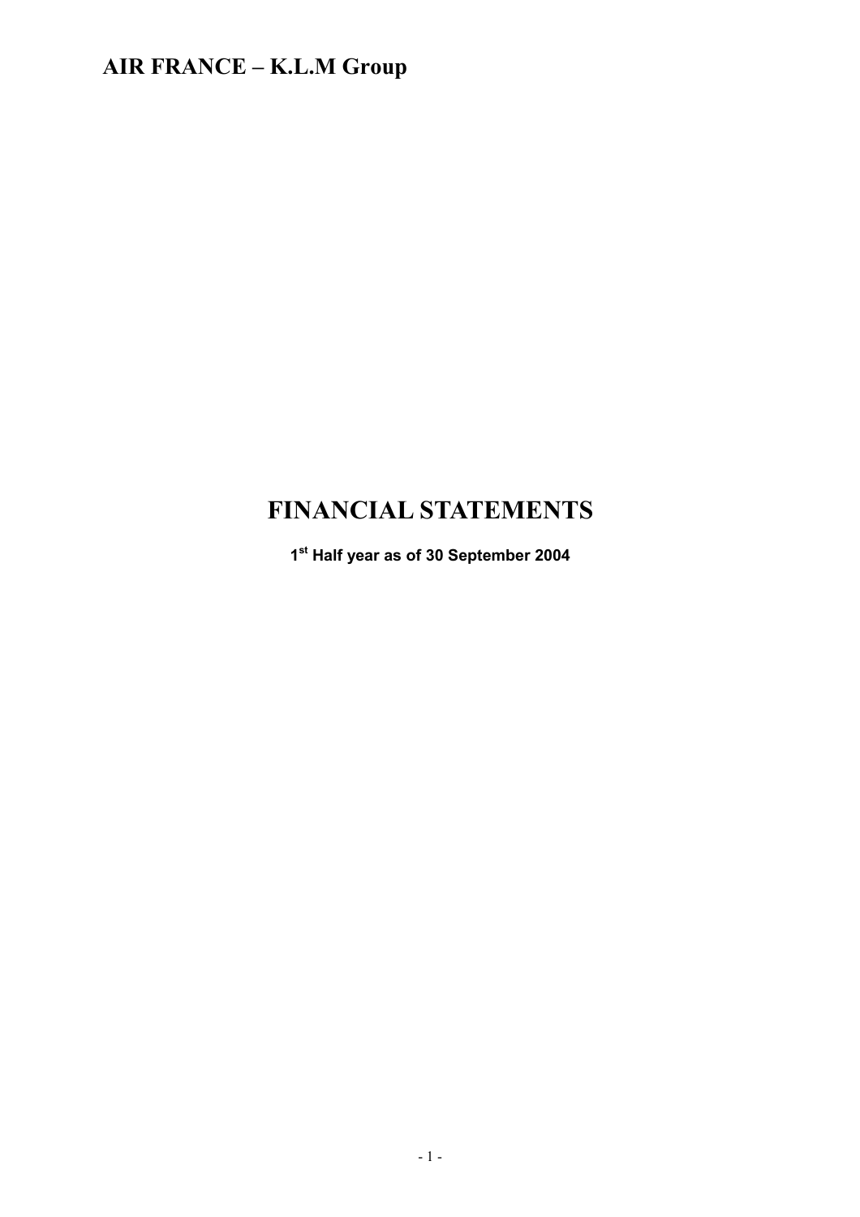# AIR FRANCE – K.L.M Group

# FINANCIAL STATEMENTS

**1st Half year as of 30 September 2004**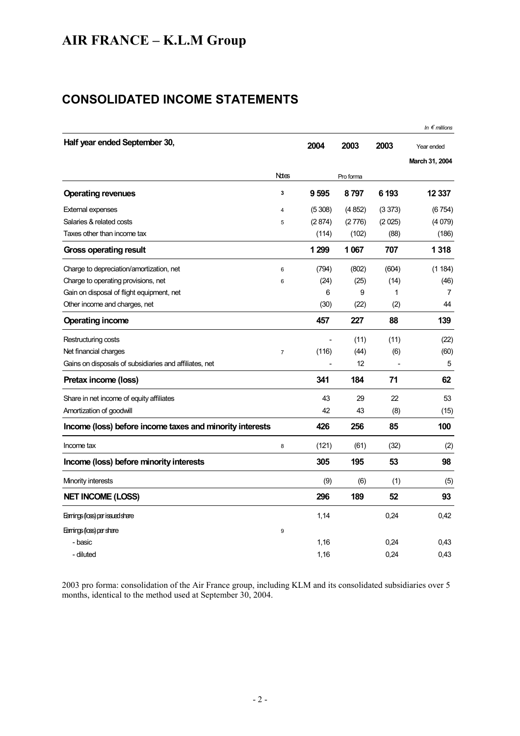# AIR FRANCE – K.L.M Group

## CONSOLIDATED INCOME STATEMENTS

*In € millions*

| Half year ended September 30, | Notes | 2004 | 2003 | 2003 | Year ended March 31, 2004 |
|---|---|---|---|---|---|
| | | | Pro forma | | |
| **Operating revenues** | 3 | **9 595** | **8 797** | **6 193** | **12 337** |
| External expenses | 4 | (5 308) | (4 852) | (3 373) | (6 754) |
| Salaries & related costs | 5 | (2 874) | (2 776) | (2 025) | (4 079) |
| Taxes other than income tax | | (114) | (102) | (88) | (186) |
| **Gross operating result** | | **1 299** | **1 067** | **707** | **1 318** |
| Charge to depreciation/amortization, net | 6 | (794) | (802) | (604) | (1 184) |
| Charge to operating provisions, net | 6 | (24) | (25) | (14) | (46) |
| Gain on disposal of flight equipment, net | | 6 | 9 | 1 | 7 |
| Other income and charges, net | | (30) | (22) | (2) | 44 |
| **Operating income** | | **457** | **227** | **88** | **139** |
| Restructuring costs | | - | (11) | (11) | (22) |
| Net financial charges | 7 | (116) | (44) | (6) | (60) |
| Gains on disposals of subsidiaries and affiliates, net | | - | 12 | - | 5 |
| **Pretax income (loss)** | | **341** | **184** | **71** | **62** |
| Share in net income of equity affiliates | | 43 | 29 | 22 | 53 |
| Amortization of goodwill | | 42 | 43 | (8) | (15) |
| **Income (loss) before income taxes and minority interests** | | **426** | **256** | **85** | **100** |
| Income tax | 8 | (121) | (61) | (32) | (2) |
| **Income (loss) before minority interests** | | **305** | **195** | **53** | **98** |
| Minority interests | | (9) | (6) | (1) | (5) |
| **NET INCOME (LOSS)** | | **296** | **189** | **52** | **93** |
| Earnings (loss) per issued share | | 1,14 | | 0,24 | 0,42 |
| Earnings (loss) per share | 9 | | | | |
| - basic | | 1,16 | | 0,24 | 0,43 |
| - diluted | | 1,16 | | 0,24 | 0,43 |

2003 pro forma: consolidation of the Air France group, including KLM and its consolidated subsidiaries over 5 months, identical to the method used at September 30, 2004.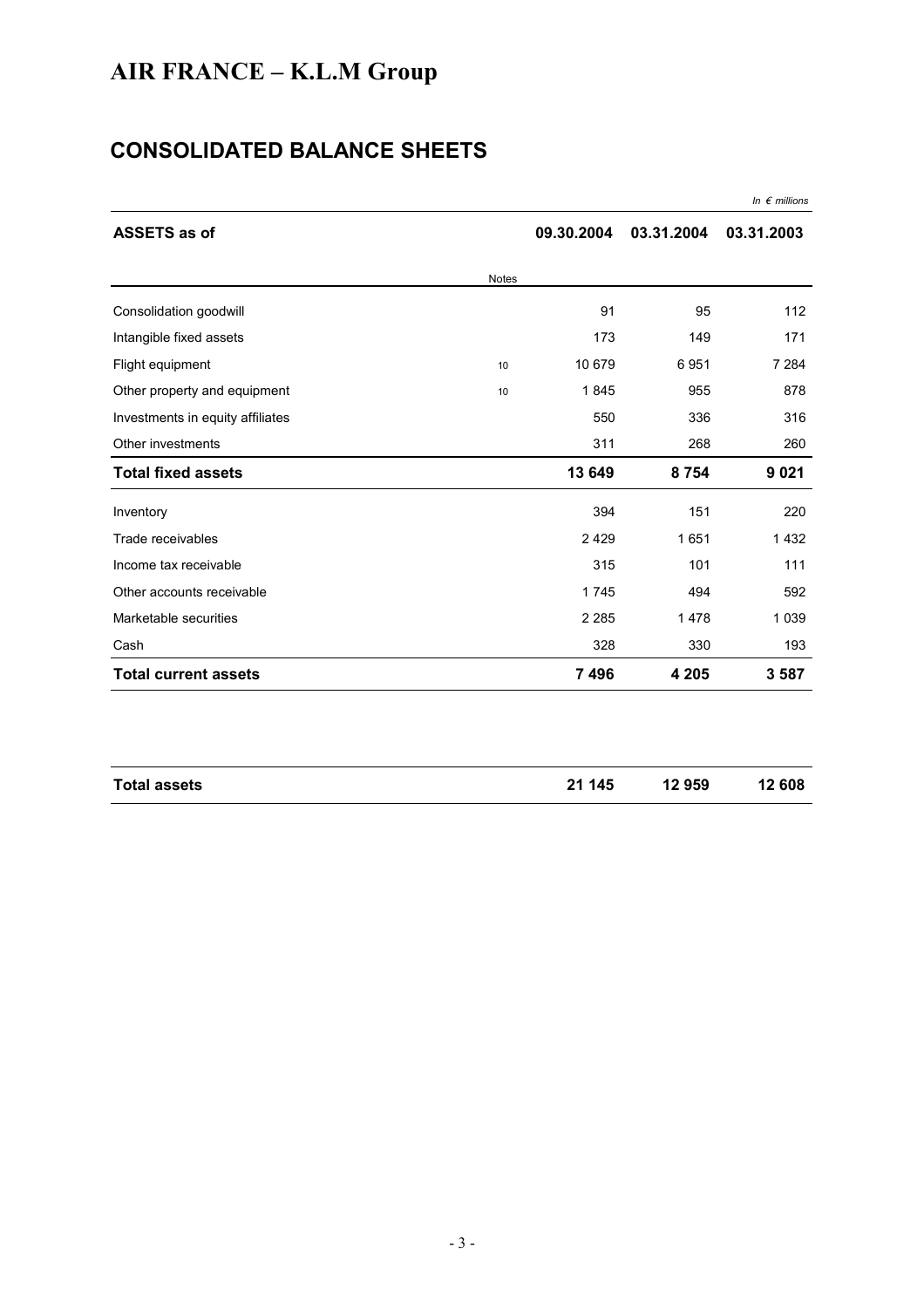# AIR FRANCE – K.L.M Group

## CONSOLIDATED BALANCE SHEETS

*In € millions*

| ASSETS as of | Notes | 09.30.2004 | 03.31.2004 | 03.31.2003 |
|---|---|---|---|---|
| Consolidation goodwill | | 91 | 95 | 112 |
| Intangible fixed assets | | 173 | 149 | 171 |
| Flight equipment | 10 | 10 679 | 6 951 | 7 284 |
| Other property and equipment | 10 | 1 845 | 955 | 878 |
| Investments in equity affiliates | | 550 | 336 | 316 |
| Other investments | | 311 | 268 | 260 |
| **Total fixed assets** | | **13 649** | **8 754** | **9 021** |
| Inventory | | 394 | 151 | 220 |
| Trade receivables | | 2 429 | 1 651 | 1 432 |
| Income tax receivable | | 315 | 101 | 111 |
| Other accounts receivable | | 1 745 | 494 | 592 |
| Marketable securities | | 2 285 | 1 478 | 1 039 |
| Cash | | 328 | 330 | 193 |
| **Total current assets** | | **7 496** | **4 205** | **3 587** |
| **Total assets** | | **21 145** | **12 959** | **12 608** |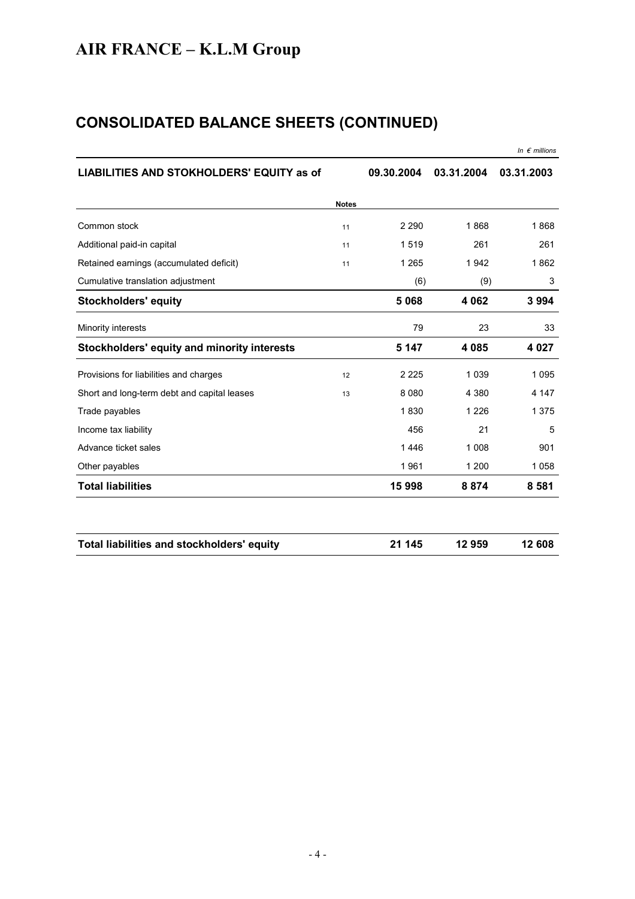# AIR FRANCE – K.L.M Group

## CONSOLIDATED BALANCE SHEETS (CONTINUED)

*In € millions*

| LIABILITIES AND STOKHOLDERS' EQUITY as of | Notes | 09.30.2004 | 03.31.2004 | 03.31.2003 |
|---|---|---|---|---|
| Common stock | 11 | 2 290 | 1 868 | 1 868 |
| Additional paid-in capital | 11 | 1 519 | 261 | 261 |
| Retained earnings (accumulated deficit) | 11 | 1 265 | 1 942 | 1 862 |
| Cumulative translation adjustment | | (6) | (9) | 3 |
| **Stockholders' equity** | | **5 068** | **4 062** | **3 994** |
| Minority interests | | 79 | 23 | 33 |
| **Stockholders' equity and minority interests** | | **5 147** | **4 085** | **4 027** |
| Provisions for liabilities and charges | 12 | 2 225 | 1 039 | 1 095 |
| Short and long-term debt and capital leases | 13 | 8 080 | 4 380 | 4 147 |
| Trade payables | | 1 830 | 1 226 | 1 375 |
| Income tax liability | | 456 | 21 | 5 |
| Advance ticket sales | | 1 446 | 1 008 | 901 |
| Other payables | | 1 961 | 1 200 | 1 058 |
| **Total liabilities** | | **15 998** | **8 874** | **8 581** |
| | | | | |
| **Total liabilities and stockholders' equity** | | **21 145** | **12 959** | **12 608** |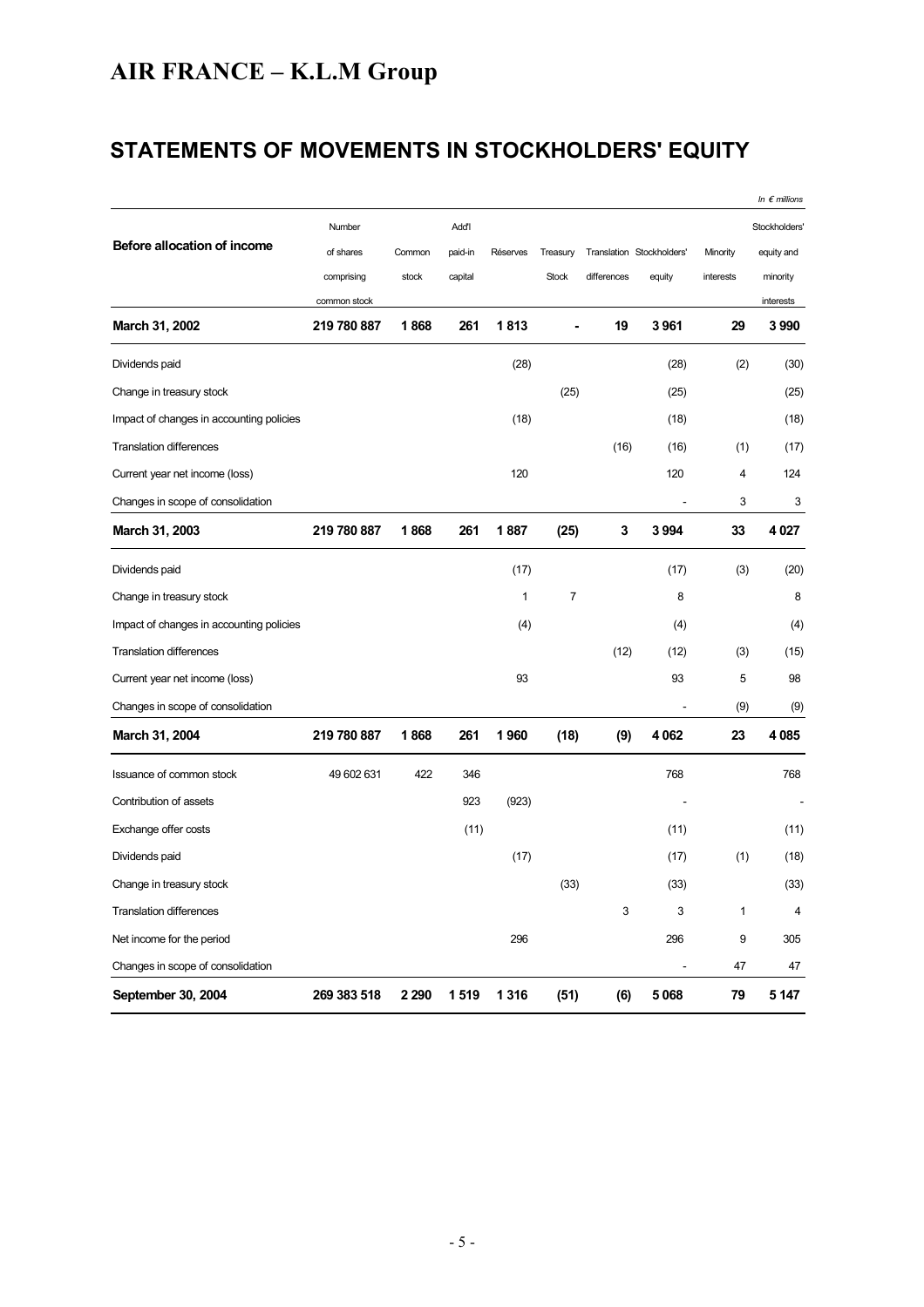# AIR FRANCE – K.L.M Group

## STATEMENTS OF MOVEMENTS IN STOCKHOLDERS' EQUITY

*In € millions*

| Before allocation of income | Number of shares comprising common stock | Common stock | Add'l paid-in capital | Réserves | Treasury Stock | Translation differences | Stockholders' equity | Minority interests | Stockholders' equity and minority interests |
|---|---|---|---|---|---|---|---|---|---|
| **March 31, 2002** | **219 780 887** | **1 868** | **261** | **1 813** | **-** | **19** | **3 961** | **29** | **3 990** |
| Dividends paid | | | | (28) | | | (28) | (2) | (30) |
| Change in treasury stock | | | | | (25) | | (25) | | (25) |
| Impact of changes in accounting policies | | | | (18) | | | (18) | | (18) |
| Translation differences | | | | | | (16) | (16) | (1) | (17) |
| Current year net income (loss) | | | | 120 | | | 120 | 4 | 124 |
| Changes in scope of consolidation | | | | | | | - | 3 | 3 |
| **March 31, 2003** | **219 780 887** | **1 868** | **261** | **1 887** | **(25)** | **3** | **3 994** | **33** | **4 027** |
| Dividends paid | | | | (17) | | | (17) | (3) | (20) |
| Change in treasury stock | | | | 1 | 7 | | 8 | | 8 |
| Impact of changes in accounting policies | | | | (4) | | | (4) | | (4) |
| Translation differences | | | | | | (12) | (12) | (3) | (15) |
| Current year net income (loss) | | | | 93 | | | 93 | 5 | 98 |
| Changes in scope of consolidation | | | | | | | - | (9) | (9) |
| **March 31, 2004** | **219 780 887** | **1 868** | **261** | **1 960** | **(18)** | **(9)** | **4 062** | **23** | **4 085** |
| Issuance of common stock | 49 602 631 | 422 | 346 | | | | 768 | | 768 |
| Contribution of assets | | | 923 | (923) | | | - | | - |
| Exchange offer costs | | | (11) | | | | (11) | | (11) |
| Dividends paid | | | | (17) | | | (17) | (1) | (18) |
| Change in treasury stock | | | | | (33) | | (33) | | (33) |
| Translation differences | | | | | | 3 | 3 | 1 | 4 |
| Net income for the period | | | | 296 | | | 296 | 9 | 305 |
| Changes in scope of consolidation | | | | | | | - | 47 | 47 |
| **September 30, 2004** | **269 383 518** | **2 290** | **1 519** | **1 316** | **(51)** | **(6)** | **5 068** | **79** | **5 147** |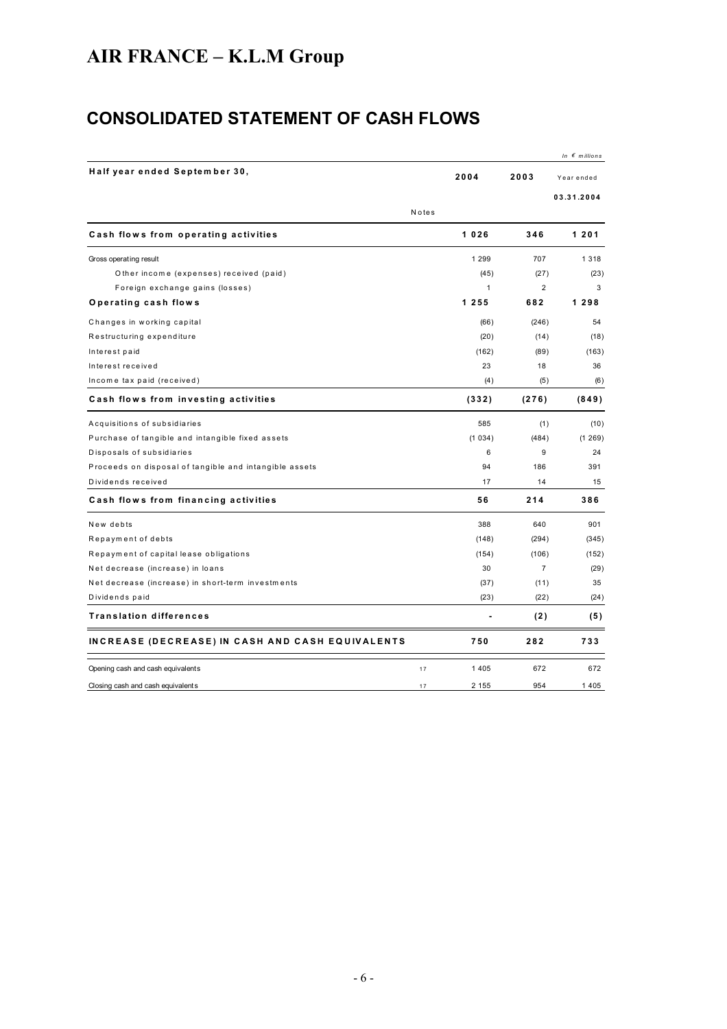# AIR FRANCE – K.L.M Group

## CONSOLIDATED STATEMENT OF CASH FLOWS

*In € millions*

| Half year ended September 30, | Notes | 2004 | 2003 | Year ended 03.31.2004 |
|---|---|---|---|---|
| **Cash flows from operating activities** | | **1 026** | **346** | **1 201** |
| Gross operating result | | 1 299 | 707 | 1 318 |
| Other income (expenses) received (paid) | | (45) | (27) | (23) |
| Foreign exchange gains (losses) | | 1 | 2 | 3 |
| **Operating cash flows** | | **1 255** | **682** | **1 298** |
| Changes in working capital | | (66) | (246) | 54 |
| Restructuring expenditure | | (20) | (14) | (18) |
| Interest paid | | (162) | (89) | (163) |
| Interest received | | 23 | 18 | 36 |
| Income tax paid (received) | | (4) | (5) | (6) |
| **Cash flows from investing activities** | | **(332)** | **(276)** | **(849)** |
| Acquisitions of subsidiaries | | 585 | (1) | (10) |
| Purchase of tangible and intangible fixed assets | | (1 034) | (484) | (1 269) |
| Disposals of subsidiaries | | 6 | 9 | 24 |
| Proceeds on disposal of tangible and intangible assets | | 94 | 186 | 391 |
| Dividends received | | 17 | 14 | 15 |
| **Cash flows from financing activities** | | **56** | **214** | **386** |
| New debts | | 388 | 640 | 901 |
| Repayment of debts | | (148) | (294) | (345) |
| Repayment of capital lease obligations | | (154) | (106) | (152) |
| Net decrease (increase) in loans | | 30 | 7 | (29) |
| Net decrease (increase) in short-term investments | | (37) | (11) | 35 |
| Dividends paid | | (23) | (22) | (24) |
| **Translation differences** | | **-** | **(2)** | **(5)** |
| **INCREASE (DECREASE) IN CASH AND CASH EQUIVALENTS** | | **750** | **282** | **733** |
| Opening cash and cash equivalents | 17 | 1 405 | 672 | 672 |
| Closing cash and cash equivalents | 17 | 2 155 | 954 | 1 405 |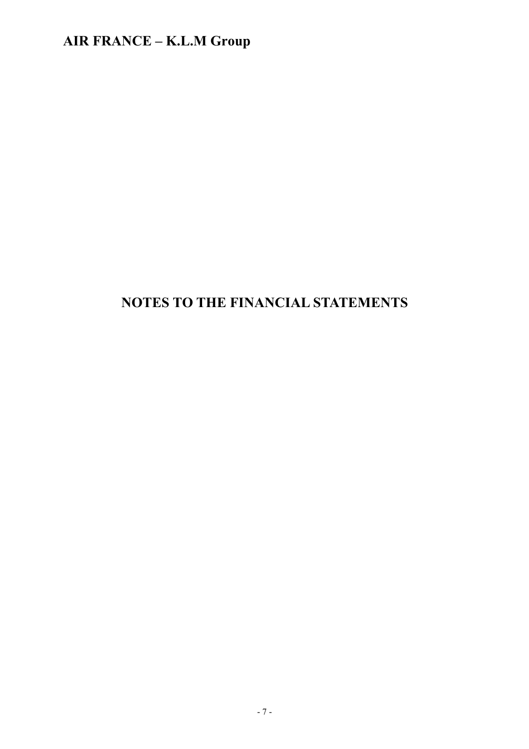# NOTES TO THE FINANCIAL STATEMENTS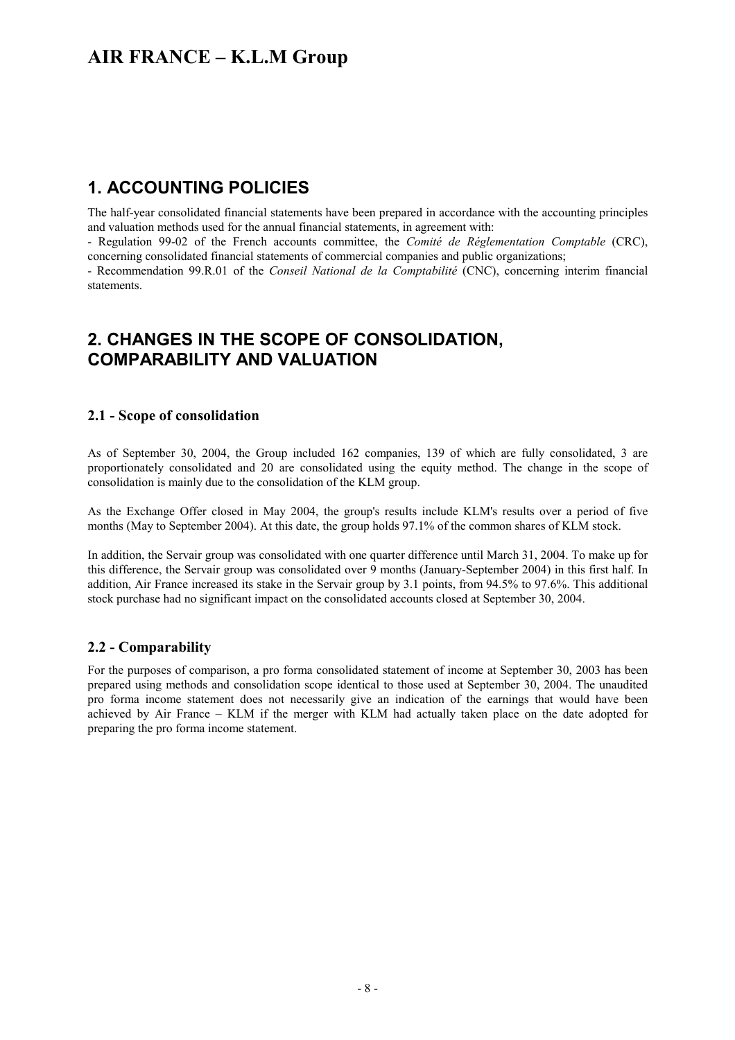## 1. ACCOUNTING POLICIES

The half-year consolidated financial statements have been prepared in accordance with the accounting principles and valuation methods used for the annual financial statements, in agreement with:

- Regulation 99-02 of the French accounts committee, the *Comité de Réglementation Comptable* (CRC), concerning consolidated financial statements of commercial companies and public organizations;
- Recommendation 99.R.01 of the *Conseil National de la Comptabilité* (CNC), concerning interim financial statements.

## 2. CHANGES IN THE SCOPE OF CONSOLIDATION, COMPARABILITY AND VALUATION

### 2.1 - Scope of consolidation

As of September 30, 2004, the Group included 162 companies, 139 of which are fully consolidated, 3 are proportionately consolidated and 20 are consolidated using the equity method. The change in the scope of consolidation is mainly due to the consolidation of the KLM group.

As the Exchange Offer closed in May 2004, the group's results include KLM's results over a period of five months (May to September 2004). At this date, the group holds 97.1% of the common shares of KLM stock.

In addition, the Servair group was consolidated with one quarter difference until March 31, 2004. To make up for this difference, the Servair group was consolidated over 9 months (January-September 2004) in this first half. In addition, Air France increased its stake in the Servair group by 3.1 points, from 94.5% to 97.6%. This additional stock purchase had no significant impact on the consolidated accounts closed at September 30, 2004.

### 2.2 - Comparability

For the purposes of comparison, a pro forma consolidated statement of income at September 30, 2003 has been prepared using methods and consolidation scope identical to those used at September 30, 2004. The unaudited pro forma income statement does not necessarily give an indication of the earnings that would have been achieved by Air France – KLM if the merger with KLM had actually taken place on the date adopted for preparing the pro forma income statement.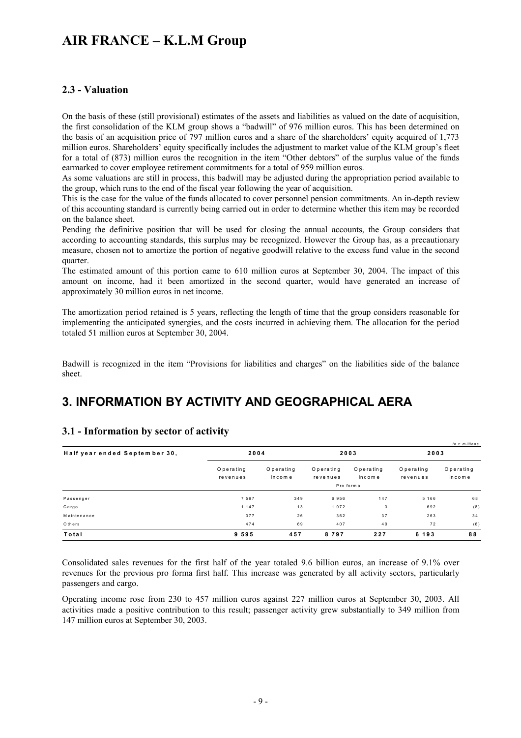# AIR FRANCE – K.L.M Group

### 2.3 - Valuation

On the basis of these (still provisional) estimates of the assets and liabilities as valued on the date of acquisition, the first consolidation of the KLM group shows a "badwill" of 976 million euros. This has been determined on the basis of an acquisition price of 797 million euros and a share of the shareholders' equity acquired of 1,773 million euros. Shareholders' equity specifically includes the adjustment to market value of the KLM group's fleet for a total of (873) million euros the recognition in the item "Other debtors" of the surplus value of the funds earmarked to cover employee retirement commitments for a total of 959 million euros.

As some valuations are still in process, this badwill may be adjusted during the appropriation period available to the group, which runs to the end of the fiscal year following the year of acquisition.

This is the case for the value of the funds allocated to cover personnel pension commitments. An in-depth review of this accounting standard is currently being carried out in order to determine whether this item may be recorded on the balance sheet.

Pending the definitive position that will be used for closing the annual accounts, the Group considers that according to accounting standards, this surplus may be recognized. However the Group has, as a precautionary measure, chosen not to amortize the portion of negative goodwill relative to the excess fund value in the second quarter.

The estimated amount of this portion came to 610 million euros at September 30, 2004. The impact of this amount on income, had it been amortized in the second quarter, would have generated an increase of approximately 30 million euros in net income.

The amortization period retained is 5 years, reflecting the length of time that the group considers reasonable for implementing the anticipated synergies, and the costs incurred in achieving them. The allocation for the period totaled 51 million euros at September 30, 2004.

Badwill is recognized in the item "Provisions for liabilities and charges" on the liabilities side of the balance sheet.

## 3. INFORMATION BY ACTIVITY AND GEOGRAPHICAL AERA

### 3.1 - Information by sector of activity

*In € millions*

| Half year ended September 30, | 2004 | | 2003 | | 2003 | |
|---|---|---|---|---|---|---|
| | Operating revenues | Operating income | Operating revenues | Operating income | Operating revenues | Operating income |
| | | | Pro forma | | | |
| Passenger | 7 597 | 349 | 6 956 | 147 | 5 166 | 68 |
| Cargo | 1 147 | 13 | 1 072 | 3 | 692 | (8) |
| Maintenance | 377 | 26 | 362 | 37 | 263 | 34 |
| Others | 474 | 69 | 407 | 40 | 72 | (6) |
| **Total** | **9 595** | **457** | **8 797** | **227** | **6 193** | **88** |

Consolidated sales revenues for the first half of the year totaled 9.6 billion euros, an increase of 9.1% over revenues for the previous pro forma first half. This increase was generated by all activity sectors, particularly passengers and cargo.

Operating income rose from 230 to 457 million euros against 227 million euros at September 30, 2003. All activities made a positive contribution to this result; passenger activity grew substantially to 349 million from 147 million euros at September 30, 2003.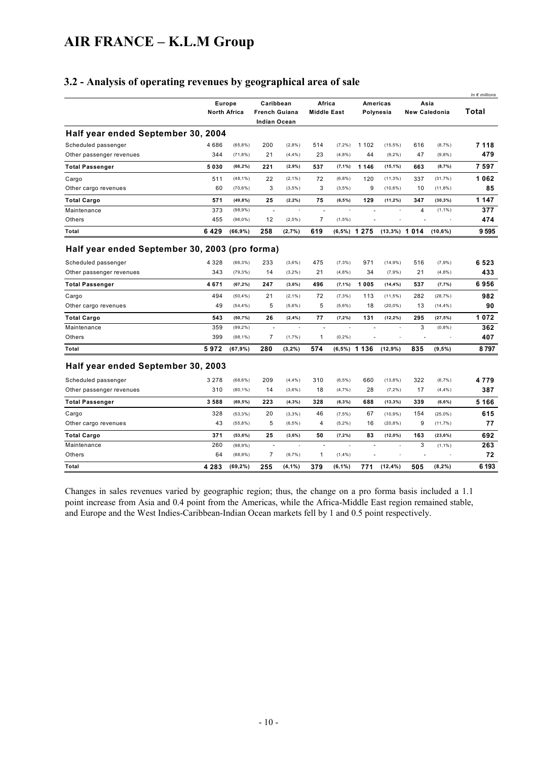# AIR FRANCE – K.L.M Group

## 3.2 - Analysis of operating revenues by geographical area of sale

*In € millions*

| | Europe North Africa | | Caribbean French Guiana Indian Ocean | | Africa Middle East | | Americas Polynesia | | Asia New Caledonia | | Total |
|---|---|---|---|---|---|---|---|---|---|---|---|
| **Half year ended September 30, 2004** | | | | | | | | | | | |
| Scheduled passenger | 4 686 | (65,8%) | 200 | (2,8%) | 514 | (7,2%) | 1 102 | (15,5%) | 616 | (8,7%) | **7 118** |
| Other passenger revenues | 344 | (71,8%) | 21 | (4,4%) | 23 | (4,8%) | 44 | (9,2%) | 47 | (9,8%) | **479** |
| **Total Passenger** | **5 030** | **(66,2%)** | **221** | **(2,9%)** | **537** | **(7,1%)** | **1 146** | **(15,1%)** | **663** | **(8,7%)** | **7 597** |
| Cargo | 511 | (48,1%) | 22 | (2,1%) | 72 | (6,8%) | 120 | (11,3%) | 337 | (31,7%) | **1 062** |
| Other cargo revenues | 60 | (70,6%) | 3 | (3,5%) | 3 | (3,5%) | 9 | (10,6%) | 10 | (11,8%) | **85** |
| **Total Cargo** | **571** | **(49,8%)** | **25** | **(2,2%)** | **75** | **(6,5%)** | **129** | **(11,2%)** | **347** | **(30,3%)** | **1 147** |
| Maintenance | 373 | (98,9%) | - | - | - | - | - | - | 4 | (1,1%) | **377** |
| Others | 455 | (96,0%) | 12 | (2,5%) | 7 | (1,5%) | - | - | - | - | **474** |
| **Total** | **6 429** | **(66,9%)** | **258** | **(2,7%)** | **619** | **(6,5%)** | **1 275** | **(13,3%)** | **1 014** | **(10,6%)** | **9 595** |
| **Half year ended September 30, 2003 (pro forma)** | | | | | | | | | | | |
| Scheduled passenger | 4 328 | (66,3%) | 233 | (3,6%) | 475 | (7,3%) | 971 | (14,9%) | 516 | (7,9%) | **6 523** |
| Other passenger revenues | 343 | (79,3%) | 14 | (3,2%) | 21 | (4,8%) | 34 | (7,9%) | 21 | (4,8%) | **433** |
| **Total Passenger** | **4 671** | **(67,2%)** | **247** | **(3,6%)** | **496** | **(7,1%)** | **1 005** | **(14,4%)** | **537** | **(7,7%)** | **6 956** |
| Cargo | 494 | (50,4%) | 21 | (2,1%) | 72 | (7,3%) | 113 | (11,5%) | 282 | (28,7%) | **982** |
| Other cargo revenues | 49 | (54,4%) | 5 | (5,6%) | 5 | (5,6%) | 18 | (20,0%) | 13 | (14,4%) | **90** |
| **Total Cargo** | **543** | **(50,7%)** | **26** | **(2,4%)** | **77** | **(7,2%)** | **131** | **(12,2%)** | **295** | **(27,5%)** | **1 072** |
| Maintenance | 359 | (99,2%) | - | - | - | - | - | - | 3 | (0,8%) | **362** |
| Others | 399 | (98,1%) | 7 | (1,7%) | 1 | (0,2%) | - | - | - | - | **407** |
| **Total** | **5 972** | **(67,9%)** | **280** | **(3,2%)** | **574** | **(6,5%)** | **1 136** | **(12,9%)** | **835** | **(9,5%)** | **8 797** |
| **Half year ended September 30, 2003** | | | | | | | | | | | |
| Scheduled passenger | 3 278 | (68,6%) | 209 | (4,4%) | 310 | (6,5%) | 660 | (13,8%) | 322 | (6,7%) | **4 779** |
| Other passenger revenues | 310 | (80,1%) | 14 | (3,6%) | 18 | (4,7%) | 28 | (7,2%) | 17 | (4,4%) | **387** |
| **Total Passenger** | **3 588** | **(69,5%)** | **223** | **(4,3%)** | **328** | **(6,3%)** | **688** | **(13,3%)** | **339** | **(6,6%)** | **5 166** |
| Cargo | 328 | (53,3%) | 20 | (3,3%) | 46 | (7,5%) | 67 | (10,9%) | 154 | (25,0%) | **615** |
| Other cargo revenues | 43 | (55,8%) | 5 | (6,5%) | 4 | (5,2%) | 16 | (20,8%) | 9 | (11,7%) | **77** |
| **Total Cargo** | **371** | **(53,6%)** | **25** | **(3,6%)** | **50** | **(7,2%)** | **83** | **(12,0%)** | **163** | **(23,6%)** | **692** |
| Maintenance | 260 | (98,9%) | - | - | - | - | - | - | 3 | (1,1%) | **263** |
| Others | 64 | (88,9%) | 7 | (9,7%) | 1 | (1,4%) | - | - | - | - | **72** |
| **Total** | **4 283** | **(69,2%)** | **255** | **(4,1%)** | **379** | **(6,1%)** | **771** | **(12,4%)** | **505** | **(8,2%)** | **6 193** |

Changes in sales revenues varied by geographic region; thus, the change on a pro forma basis included a 1.1 point increase from Asia and 0.4 point from the Americas, while the Africa-Middle East region remained stable, and Europe and the West Indies-Caribbean-Indian Ocean markets fell by 1 and 0.5 point respectively.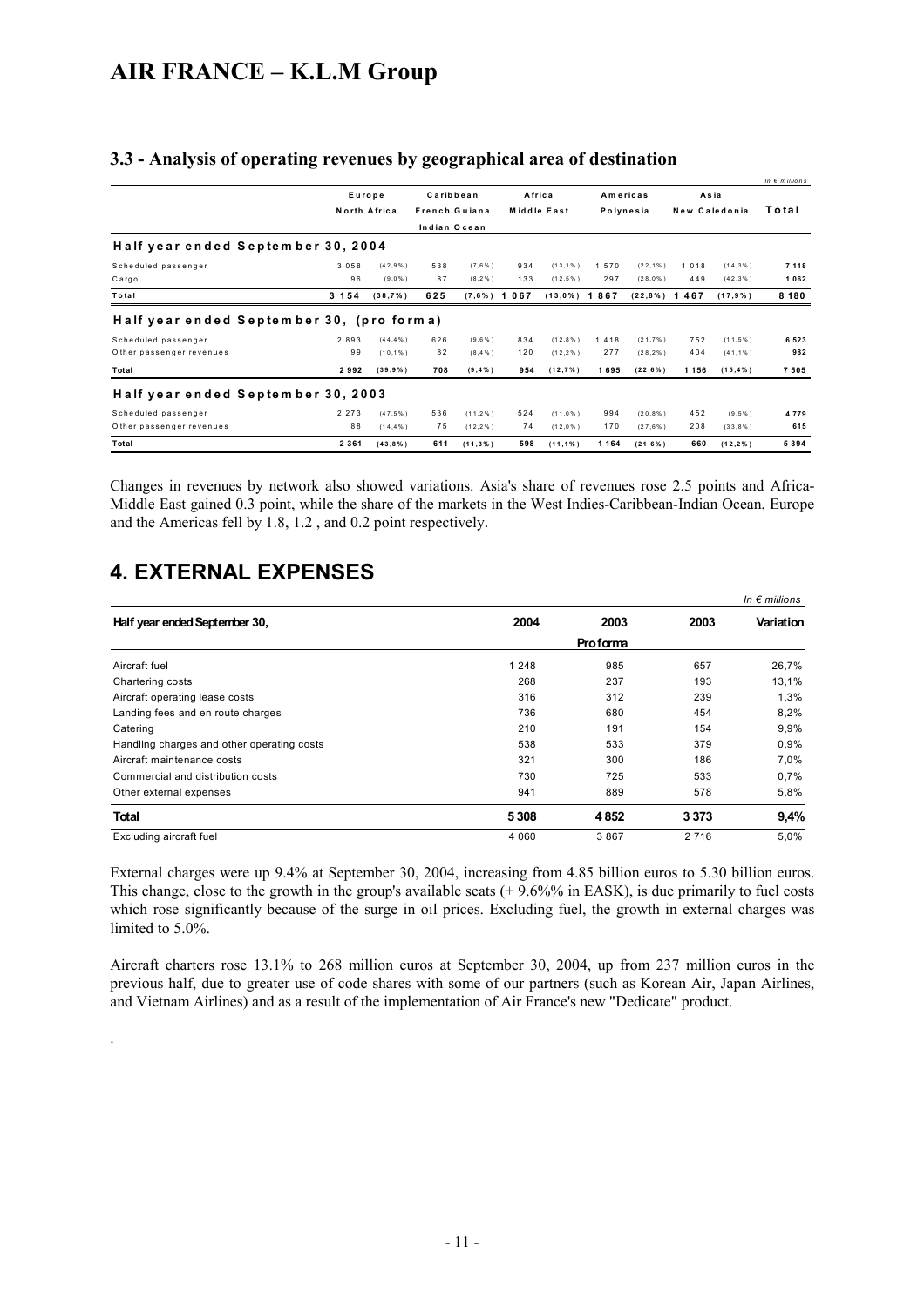# AIR FRANCE – K.L.M Group

### 3.3 - Analysis of operating revenues by geographical area of destination

*In € millions*

| | Europe North Africa | | Caribbean French Guiana Indian Ocean | | Africa Middle East | | Americas Polynesia | | Asia New Caledonia | | Total |
|---|---|---|---|---|---|---|---|---|---|---|---|
| **Half year ended September 30, 2004** | | | | | | | | | | | |
| Scheduled passenger | 3 058 | (42,9%) | 538 | (7,6%) | 934 | (13,1%) | 1 570 | (22,1%) | 1 018 | (14,3%) | 7 118 |
| Cargo | 96 | (9,0%) | 87 | (8,2%) | 133 | (12,5%) | 297 | (28,0%) | 449 | (42,3%) | 1 062 |
| **Total** | **3 154** | **(38,7%)** | **625** | **(7,6%)** | **1 067** | **(13,0%)** | **1 867** | **(22,8%)** | **1 467** | **(17,9%)** | **8 180** |
| **Half year ended September 30, (pro forma)** | | | | | | | | | | | |
| Scheduled passenger | 2 893 | (44,4%) | 626 | (9,6%) | 834 | (12,8%) | 1 418 | (21,7%) | 752 | (11,5%) | 6 523 |
| Other passenger revenues | 99 | (10,1%) | 82 | (8,4%) | 120 | (12,2%) | 277 | (28,2%) | 404 | (41,1%) | 982 |
| **Total** | **2 992** | **(39,9%)** | **708** | **(9,4%)** | **954** | **(12,7%)** | **1 695** | **(22,6%)** | **1 156** | **(15,4%)** | **7 505** |
| **Half year ended September 30, 2003** | | | | | | | | | | | |
| Scheduled passenger | 2 273 | (47,5%) | 536 | (11,2%) | 524 | (11,0%) | 994 | (20,8%) | 452 | (9,5%) | 4 779 |
| Other passenger revenues | 88 | (14,4%) | 75 | (12,2%) | 74 | (12,0%) | 170 | (27,6%) | 208 | (33,8%) | 615 |
| **Total** | **2 361** | **(43,8%)** | **611** | **(11,3%)** | **598** | **(11,1%)** | **1 164** | **(21,6%)** | **660** | **(12,2%)** | **5 394** |

Changes in revenues by network also showed variations. Asia's share of revenues rose 2.5 points and Africa-Middle East gained 0.3 point, while the share of the markets in the West Indies-Caribbean-Indian Ocean, Europe and the Americas fell by 1.8, 1.2 , and 0.2 point respectively.

# 4. EXTERNAL EXPENSES

*In € millions*

| Half year ended September 30, | 2004 | 2003 Pro forma | 2003 | Variation |
|---|---|---|---|---|
| Aircraft fuel | 1 248 | 985 | 657 | 26,7% |
| Chartering costs | 268 | 237 | 193 | 13,1% |
| Aircraft operating lease costs | 316 | 312 | 239 | 1,3% |
| Landing fees and en route charges | 736 | 680 | 454 | 8,2% |
| Catering | 210 | 191 | 154 | 9,9% |
| Handling charges and other operating costs | 538 | 533 | 379 | 0,9% |
| Aircraft maintenance costs | 321 | 300 | 186 | 7,0% |
| Commercial and distribution costs | 730 | 725 | 533 | 0,7% |
| Other external expenses | 941 | 889 | 578 | 5,8% |
| **Total** | **5 308** | **4 852** | **3 373** | **9,4%** |
| Excluding aircraft fuel | 4 060 | 3 867 | 2 716 | 5,0% |

External charges were up 9.4% at September 30, 2004, increasing from 4.85 billion euros to 5.30 billion euros. This change, close to the growth in the group's available seats (+ 9.6%% in EASK), is due primarily to fuel costs which rose significantly because of the surge in oil prices. Excluding fuel, the growth in external charges was limited to 5.0%.

Aircraft charters rose 13.1% to 268 million euros at September 30, 2004, up from 237 million euros in the previous half, due to greater use of code shares with some of our partners (such as Korean Air, Japan Airlines, and Vietnam Airlines) and as a result of the implementation of Air France's new "Dedicate" product.

.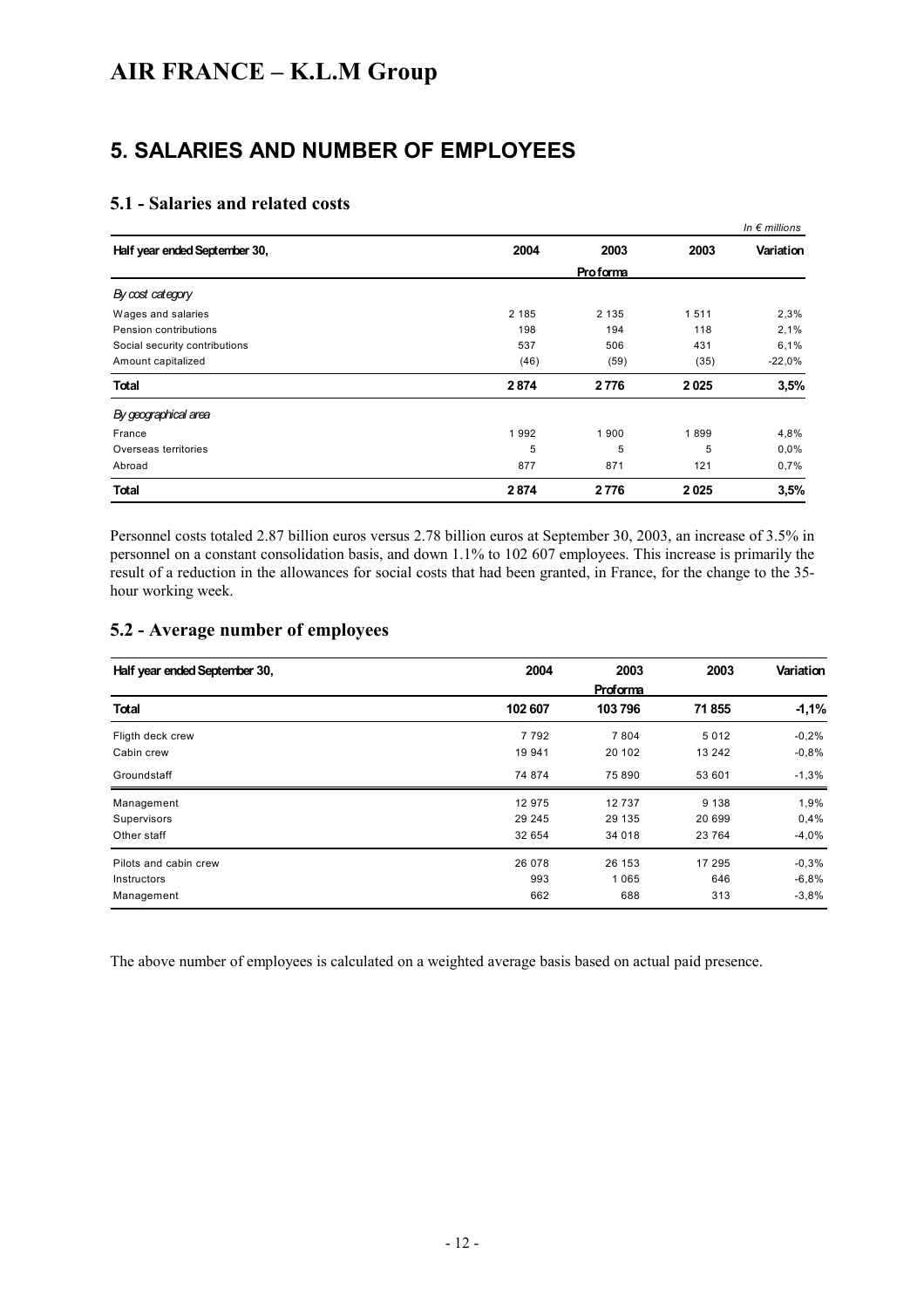# AIR FRANCE – K.L.M Group

## 5. SALARIES AND NUMBER OF EMPLOYEES

### 5.1 - Salaries and related costs

*In € millions*

| Half year ended September 30, | 2004 | 2003 Pro forma | 2003 | Variation |
|---|---|---|---|---|
| *By cost category* | | | | |
| Wages and salaries | 2 185 | 2 135 | 1 511 | 2,3% |
| Pension contributions | 198 | 194 | 118 | 2,1% |
| Social security contributions | 537 | 506 | 431 | 6,1% |
| Amount capitalized | (46) | (59) | (35) | -22,0% |
| **Total** | **2 874** | **2 776** | **2 025** | **3,5%** |
| *By geographical area* | | | | |
| France | 1 992 | 1 900 | 1 899 | 4,8% |
| Overseas territories | 5 | 5 | 5 | 0,0% |
| Abroad | 877 | 871 | 121 | 0,7% |
| **Total** | **2 874** | **2 776** | **2 025** | **3,5%** |

Personnel costs totaled 2.87 billion euros versus 2.78 billion euros at September 30, 2003, an increase of 3.5% in personnel on a constant consolidation basis, and down 1.1% to 102 607 employees. This increase is primarily the result of a reduction in the allowances for social costs that had been granted, in France, for the change to the 35-hour working week.

### 5.2 - Average number of employees

| Half year ended September 30, | 2004 | 2003 Proforma | 2003 | Variation |
|---|---|---|---|---|
| **Total** | **102 607** | **103 796** | **71 855** | **-1,1%** |
| Fligth deck crew | 7 792 | 7 804 | 5 012 | -0,2% |
| Cabin crew | 19 941 | 20 102 | 13 242 | -0,8% |
| Groundstaff | 74 874 | 75 890 | 53 601 | -1,3% |
| Management | 12 975 | 12 737 | 9 138 | 1,9% |
| Supervisors | 29 245 | 29 135 | 20 699 | 0,4% |
| Other staff | 32 654 | 34 018 | 23 764 | -4,0% |
| Pilots and cabin crew | 26 078 | 26 153 | 17 295 | -0,3% |
| Instructors | 993 | 1 065 | 646 | -6,8% |
| Management | 662 | 688 | 313 | -3,8% |

The above number of employees is calculated on a weighted average basis based on actual paid presence.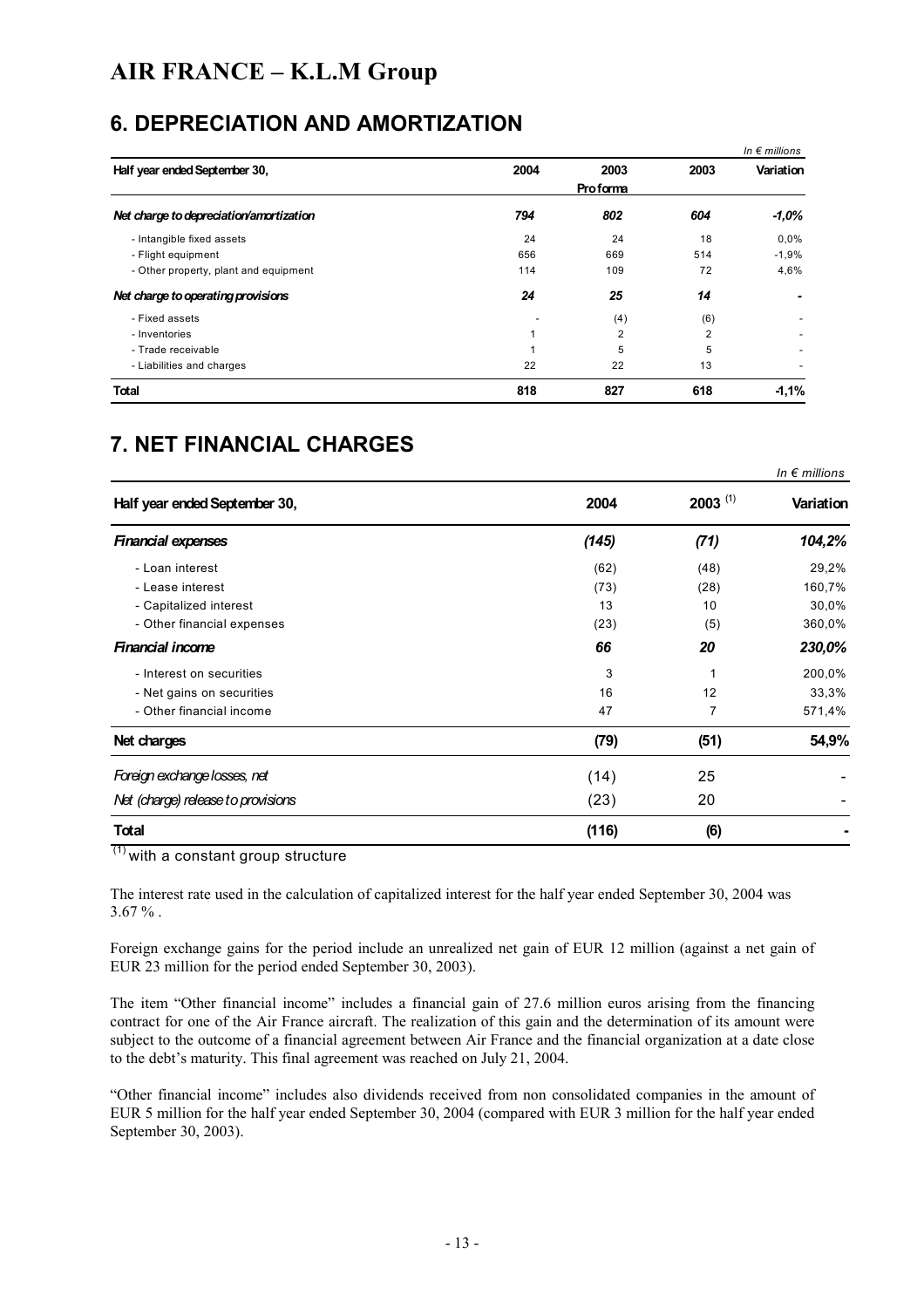# AIR FRANCE – K.L.M Group

## 6. DEPRECIATION AND AMORTIZATION

*In € millions*

| Half year ended September 30, | 2004 | 2003 Pro forma | 2003 | Variation |
|---|---|---|---|---|
| ***Net charge to depreciation/amortization*** | ***794*** | ***802*** | ***604*** | ***-1,0%*** |
| - Intangible fixed assets | 24 | 24 | 18 | 0,0% |
| - Flight equipment | 656 | 669 | 514 | -1,9% |
| - Other property, plant and equipment | 114 | 109 | 72 | 4,6% |
| ***Net charge to operating provisions*** | ***24*** | ***25*** | ***14*** | ***-*** |
| - Fixed assets | - | (4) | (6) | - |
| - Inventories | 1 | 2 | 2 | - |
| - Trade receivable | 1 | 5 | 5 | - |
| - Liabilities and charges | 22 | 22 | 13 | - |
| **Total** | **818** | **827** | **618** | **-1,1%** |

## 7. NET FINANCIAL CHARGES

*In € millions*

| Half year ended September 30, | 2004 | 2003 [(1)] | Variation |
|---|---|---|---|
| ***Financial expenses*** | ***(145)*** | ***(71)*** | ***104,2%*** |
| - Loan interest | (62) | (48) | 29,2% |
| - Lease interest | (73) | (28) | 160,7% |
| - Capitalized interest | 13 | 10 | 30,0% |
| - Other financial expenses | (23) | (5) | 360,0% |
| ***Financial income*** | ***66*** | ***20*** | ***230,0%*** |
| - Interest on securities | 3 | 1 | 200,0% |
| - Net gains on securities | 16 | 12 | 33,3% |
| - Other financial income | 47 | 7 | 571,4% |
| **Net charges** | **(79)** | **(51)** | **54,9%** |
| *Foreign exchange losses, net* | (14) | 25 | - |
| *Net (charge) release to provisions* | (23) | 20 | - |
| **Total** | **(116)** | **(6)** | **-** |

[(1)] with a constant group structure

The interest rate used in the calculation of capitalized interest for the half year ended September 30, 2004 was 3.67 % .

Foreign exchange gains for the period include an unrealized net gain of EUR 12 million (against a net gain of EUR 23 million for the period ended September 30, 2003).

The item "Other financial income" includes a financial gain of 27.6 million euros arising from the financing contract for one of the Air France aircraft. The realization of this gain and the determination of its amount were subject to the outcome of a financial agreement between Air France and the financial organization at a date close to the debt's maturity. This final agreement was reached on July 21, 2004.

"Other financial income" includes also dividends received from non consolidated companies in the amount of EUR 5 million for the half year ended September 30, 2004 (compared with EUR 3 million for the half year ended September 30, 2003).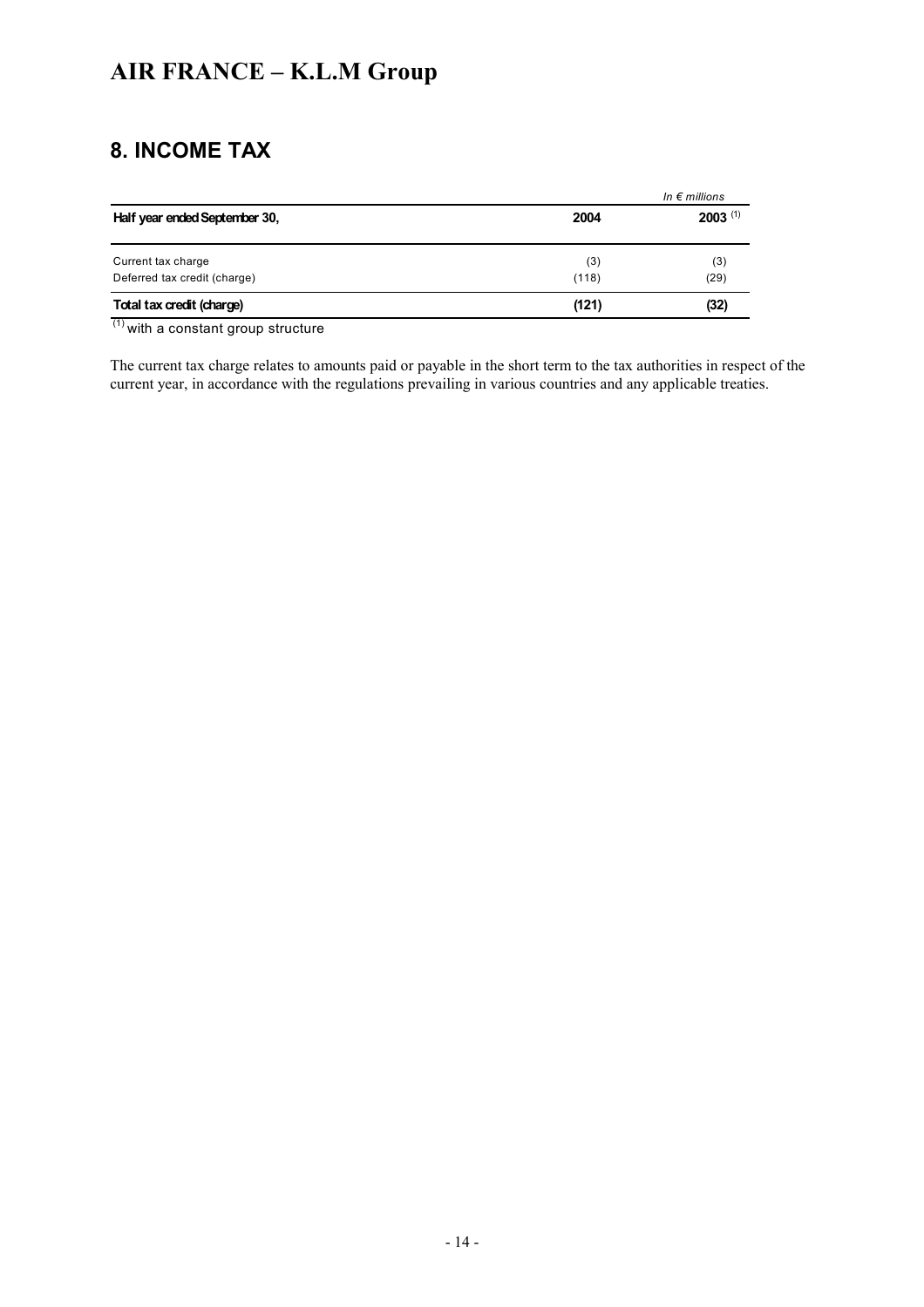# AIR FRANCE – K.L.M Group

## 8. INCOME TAX

*In € millions*

| Half year ended September 30, | 2004 | 2003 [(1)] |
|---|---|---|
| Current tax charge | (3) | (3) |
| Deferred tax credit (charge) | (118) | (29) |
| **Total tax credit (charge)** | **(121)** | **(32)** |

(1) with a constant group structure

The current tax charge relates to amounts paid or payable in the short term to the tax authorities in respect of the current year, in accordance with the regulations prevailing in various countries and any applicable treaties.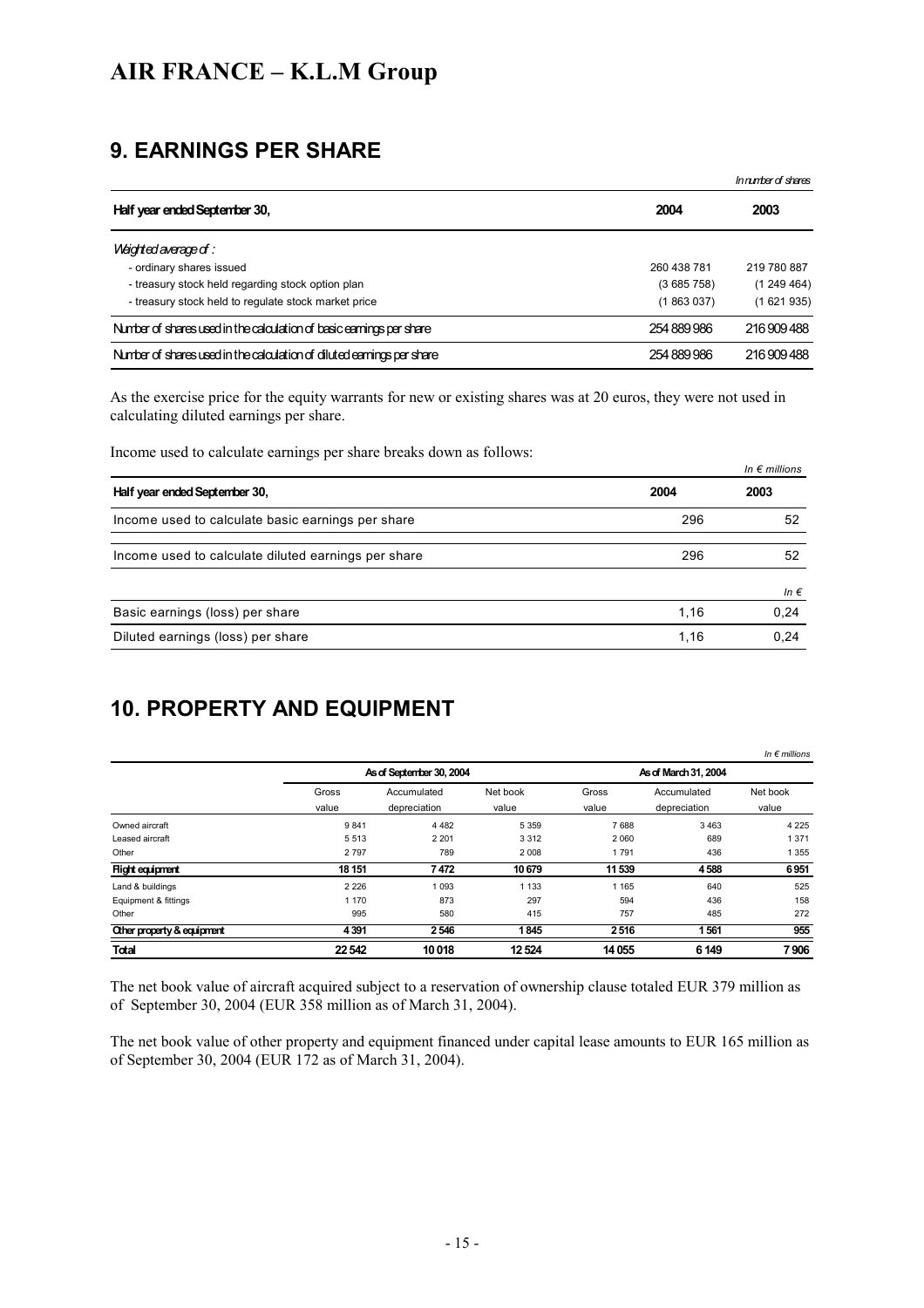# AIR FRANCE – K.L.M Group

## 9. EARNINGS PER SHARE

*In number of shares*

| Half year ended September 30, | 2004 | 2003 |
|---|---|---|
| *Weighted average of :* | | |
| - ordinary shares issued | 260 438 781 | 219 780 887 |
| - treasury stock held regarding stock option plan | (3 685 758) | (1 249 464) |
| - treasury stock held to regulate stock market price | (1 863 037) | (1 621 935) |
| Number of shares used in the calculation of basic earnings per share | 254 889 986 | 216 909 488 |
| Number of shares used in the calculation of diluted earnings per share | 254 889 986 | 216 909 488 |

As the exercise price for the equity warrants for new or existing shares was at 20 euros, they were not used in calculating diluted earnings per share.

Income used to calculate earnings per share breaks down as follows:

*In € millions*

| Half year ended September 30, | 2004 | 2003 |
|---|---|---|
| Income used to calculate basic earnings per share | 296 | 52 |
| Income used to calculate diluted earnings per share | 296 | 52 |
| | | *In €* |
| Basic earnings (loss) per share | 1,16 | 0,24 |
| Diluted earnings (loss) per share | 1,16 | 0,24 |

## 10. PROPERTY AND EQUIPMENT

*In € millions*

| | As of September 30, 2004 | | | As of March 31, 2004 | | |
|---|---|---|---|---|---|---|
| | Gross value | Accumulated depreciation | Net book value | Gross value | Accumulated depreciation | Net book value |
| Owned aircraft | 9 841 | 4 482 | 5 359 | 7 688 | 3 463 | 4 225 |
| Leased aircraft | 5 513 | 2 201 | 3 312 | 2 060 | 689 | 1 371 |
| Other | 2 797 | 789 | 2 008 | 1 791 | 436 | 1 355 |
| **Flight equipment** | **18 151** | **7 472** | **10 679** | **11 539** | **4 588** | **6 951** |
| Land & buildings | 2 226 | 1 093 | 1 133 | 1 165 | 640 | 525 |
| Equipment & fittings | 1 170 | 873 | 297 | 594 | 436 | 158 |
| Other | 995 | 580 | 415 | 757 | 485 | 272 |
| **Other property & equipment** | **4 391** | **2 546** | **1 845** | **2 516** | **1 561** | **955** |
| **Total** | **22 542** | **10 018** | **12 524** | **14 055** | **6 149** | **7 906** |

The net book value of aircraft acquired subject to a reservation of ownership clause totaled EUR 379 million as of September 30, 2004 (EUR 358 million as of March 31, 2004).

The net book value of other property and equipment financed under capital lease amounts to EUR 165 million as of September 30, 2004 (EUR 172 as of March 31, 2004).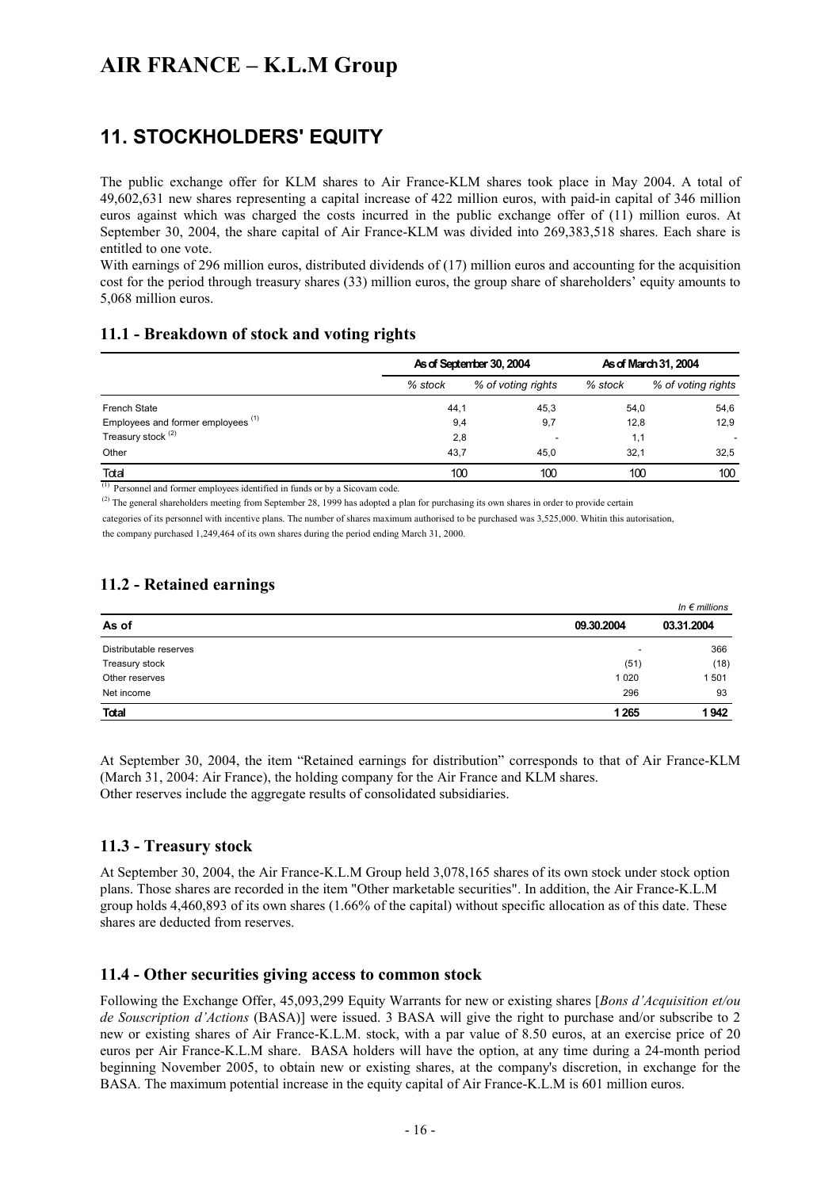# AIR FRANCE – K.L.M Group

## 11. STOCKHOLDERS' EQUITY

The public exchange offer for KLM shares to Air France-KLM shares took place in May 2004. A total of 49,602,631 new shares representing a capital increase of 422 million euros, with paid-in capital of 346 million euros against which was charged the costs incurred in the public exchange offer of (11) million euros. At September 30, 2004, the share capital of Air France-KLM was divided into 269,383,518 shares. Each share is entitled to one vote.

With earnings of 296 million euros, distributed dividends of (17) million euros and accounting for the acquisition cost for the period through treasury shares (33) million euros, the group share of shareholders' equity amounts to 5,068 million euros.

### 11.1 - Breakdown of stock and voting rights

| | As of September 30, 2004 | | As of March 31, 2004 | |
|---|---|---|---|---|
| | % stock | % of voting rights | % stock | % of voting rights |
| French State | 44,1 | 45,3 | 54,0 | 54,6 |
| Employees and former employees [(1)] | 9,4 | 9,7 | 12,8 | 12,9 |
| Treasury stock [(2)] | 2,8 | - | 1,1 | - |
| Other | 43,7 | 45,0 | 32,1 | 32,5 |
| **Total** | **100** | **100** | **100** | **100** |

[(1)] Personnel and former employees identified in funds or by a Sicovam code.

[(2)] The general shareholders meeting from September 28, 1999 has adopted a plan for purchasing its own shares in order to provide certain categories of its personnel with incentive plans. The number of shares maximum authorised to be purchased was 3,525,000. Whitin this autorisation, the company purchased 1,249,464 of its own shares during the period ending March 31, 2000.

### 11.2 - Retained earnings

*In € millions*

| As of | 09.30.2004 | 03.31.2004 |
|---|---|---|
| Distributable reserves | - | 366 |
| Treasury stock | (51) | (18) |
| Other reserves | 1 020 | 1 501 |
| Net income | 296 | 93 |
| **Total** | **1 265** | **1 942** |

At September 30, 2004, the item "Retained earnings for distribution" corresponds to that of Air France-KLM (March 31, 2004: Air France), the holding company for the Air France and KLM shares.
Other reserves include the aggregate results of consolidated subsidiaries.

### 11.3 - Treasury stock

At September 30, 2004, the Air France-K.L.M Group held 3,078,165 shares of its own stock under stock option plans. Those shares are recorded in the item "Other marketable securities". In addition, the Air France-K.L.M group holds 4,460,893 of its own shares (1.66% of the capital) without specific allocation as of this date. These shares are deducted from reserves.

### 11.4 - Other securities giving access to common stock

Following the Exchange Offer, 45,093,299 Equity Warrants for new or existing shares [*Bons d'Acquisition et/ou de Souscription d'Actions* (BASA)] were issued. 3 BASA will give the right to purchase and/or subscribe to 2 new or existing shares of Air France-K.L.M. stock, with a par value of 8.50 euros, at an exercise price of 20 euros per Air France-K.L.M share. BASA holders will have the option, at any time during a 24-month period beginning November 2005, to obtain new or existing shares, at the company's discretion, in exchange for the BASA. The maximum potential increase in the equity capital of Air France-K.L.M is 601 million euros.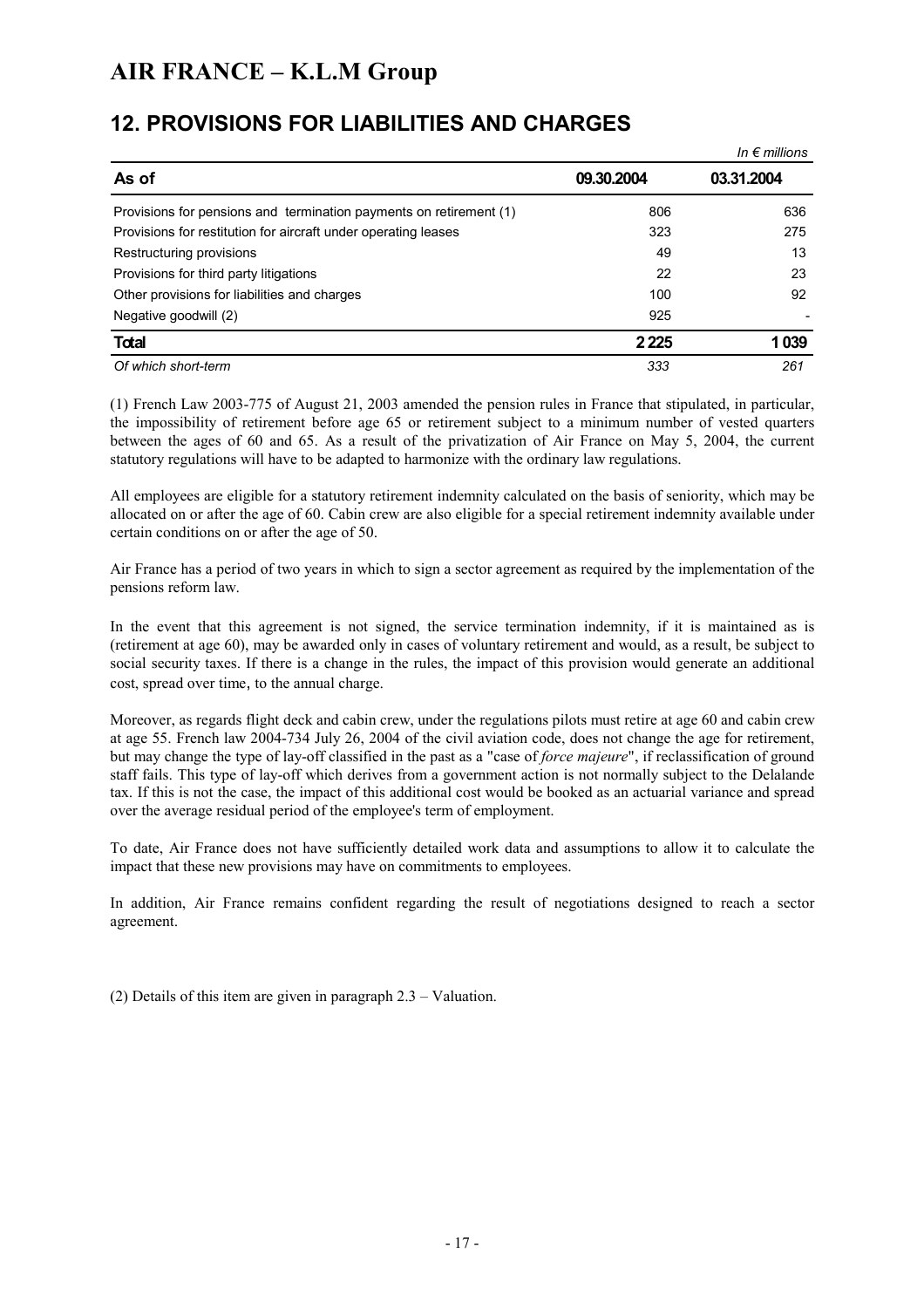# AIR FRANCE – K.L.M Group

## 12. PROVISIONS FOR LIABILITIES AND CHARGES

*In € millions*

| As of | 09.30.2004 | 03.31.2004 |
|---|---|---|
| Provisions for pensions and termination payments on retirement (1) | 806 | 636 |
| Provisions for restitution for aircraft under operating leases | 323 | 275 |
| Restructuring provisions | 49 | 13 |
| Provisions for third party litigations | 22 | 23 |
| Other provisions for liabilities and charges | 100 | 92 |
| Negative goodwill (2) | 925 | - |
| **Total** | **2 225** | **1 039** |
| *Of which short-term* | *333* | *261* |

(1) French Law 2003-775 of August 21, 2003 amended the pension rules in France that stipulated, in particular, the impossibility of retirement before age 65 or retirement subject to a minimum number of vested quarters between the ages of 60 and 65. As a result of the privatization of Air France on May 5, 2004, the current statutory regulations will have to be adapted to harmonize with the ordinary law regulations.

All employees are eligible for a statutory retirement indemnity calculated on the basis of seniority, which may be allocated on or after the age of 60. Cabin crew are also eligible for a special retirement indemnity available under certain conditions on or after the age of 50.

Air France has a period of two years in which to sign a sector agreement as required by the implementation of the pensions reform law.

In the event that this agreement is not signed, the service termination indemnity, if it is maintained as is (retirement at age 60), may be awarded only in cases of voluntary retirement and would, as a result, be subject to social security taxes. If there is a change in the rules, the impact of this provision would generate an additional cost, spread over time, to the annual charge.

Moreover, as regards flight deck and cabin crew, under the regulations pilots must retire at age 60 and cabin crew at age 55. French law 2004-734 July 26, 2004 of the civil aviation code, does not change the age for retirement, but may change the type of lay-off classified in the past as a "case of *force majeure*", if reclassification of ground staff fails. This type of lay-off which derives from a government action is not normally subject to the Delalande tax. If this is not the case, the impact of this additional cost would be booked as an actuarial variance and spread over the average residual period of the employee's term of employment.

To date, Air France does not have sufficiently detailed work data and assumptions to allow it to calculate the impact that these new provisions may have on commitments to employees.

In addition, Air France remains confident regarding the result of negotiations designed to reach a sector agreement.

(2) Details of this item are given in paragraph 2.3 – Valuation.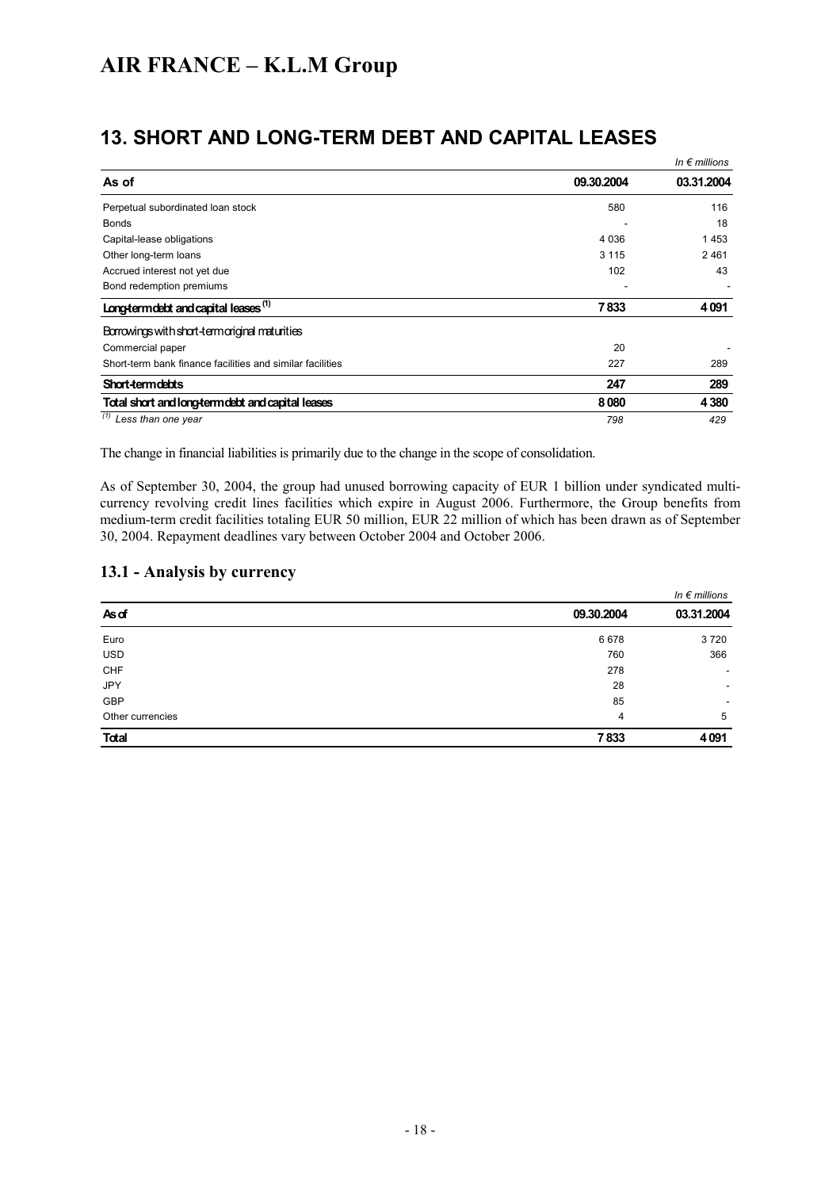## 13. SHORT AND LONG-TERM DEBT AND CAPITAL LEASES

*In € millions*

| As of | 09.30.2004 | 03.31.2004 |
|---|---|---|
| Perpetual subordinated loan stock | 580 | 116 |
| Bonds | - | 18 |
| Capital-lease obligations | 4 036 | 1 453 |
| Other long-term loans | 3 115 | 2 461 |
| Accrued interest not yet due | 102 | 43 |
| Bond redemption premiums | - | - |
| **Long-term debt and capital leases [1]** | **7 833** | **4 091** |
| Borrowings with short-term original maturities | | |
| Commercial paper | 20 | - |
| Short-term bank finance facilities and similar facilities | 227 | 289 |
| **Short-term debts** | **247** | **289** |
| **Total short and long-term debt and capital leases** | **8 080** | **4 380** |
| *[1] Less than one year* | *798* | *429* |

The change in financial liabilities is primarily due to the change in the scope of consolidation.

As of September 30, 2004, the group had unused borrowing capacity of EUR 1 billion under syndicated multi-currency revolving credit lines facilities which expire in August 2006. Furthermore, the Group benefits from medium-term credit facilities totaling EUR 50 million, EUR 22 million of which has been drawn as of September 30, 2004. Repayment deadlines vary between October 2004 and October 2006.

### 13.1 - Analysis by currency

*In € millions*

| As of | 09.30.2004 | 03.31.2004 |
|---|---|---|
| Euro | 6 678 | 3 720 |
| USD | 760 | 366 |
| CHF | 278 | - |
| JPY | 28 | - |
| GBP | 85 | - |
| Other currencies | 4 | 5 |
| **Total** | **7 833** | **4 091** |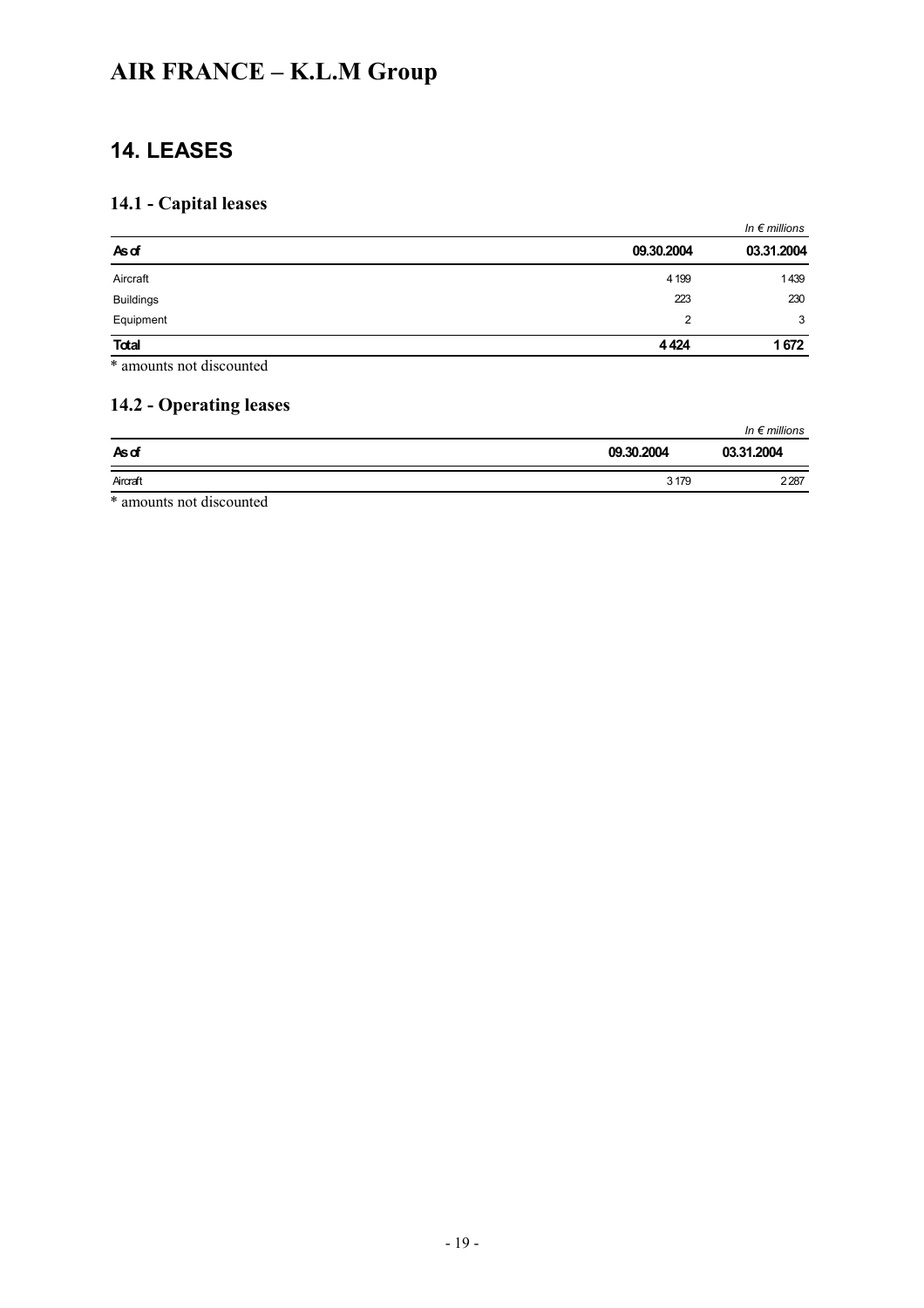# AIR FRANCE – K.L.M Group

## 14. LEASES

### 14.1 - Capital leases

*In € millions*

| **As of** | **09.30.2004** | **03.31.2004** |
|---|---|---|
| Aircraft | 4 199 | 1 439 |
| Buildings | 223 | 230 |
| Equipment | 2 | 3 |
| **Total** | **4 424** | **1 672** |

* amounts not discounted

### 14.2 - Operating leases

*In € millions*

| **As of** | **09.30.2004** | **03.31.2004** |
|---|---|---|
| Aircraft | 3 179 | 2 287 |

* amounts not discounted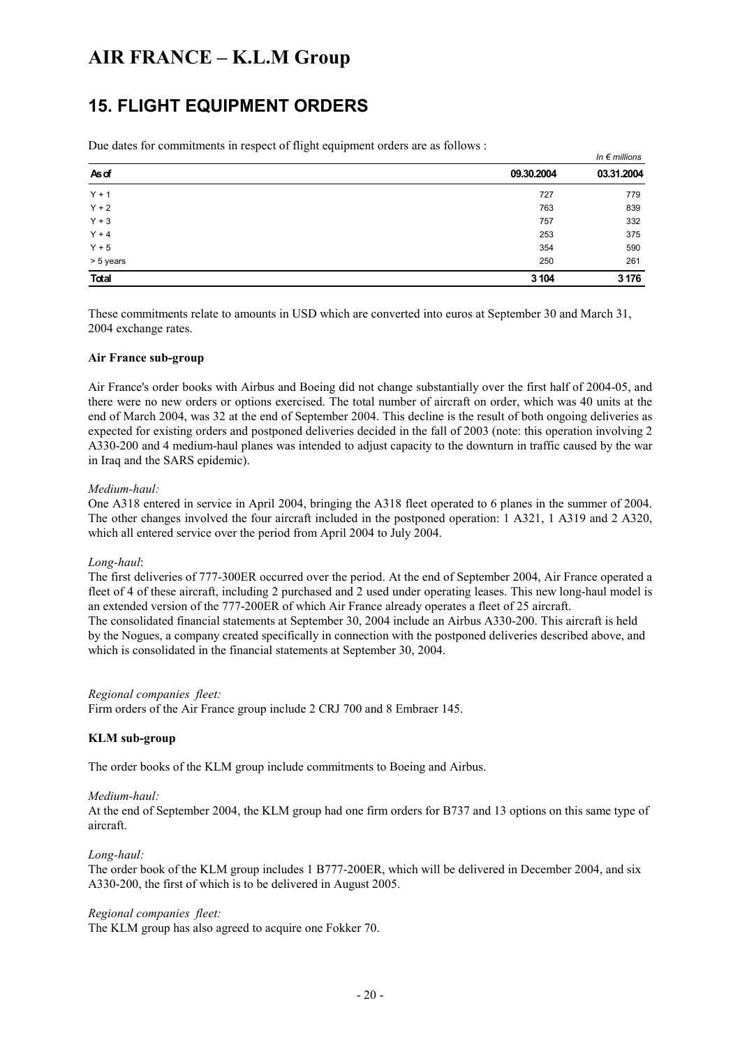# AIR FRANCE – K.L.M Group

## 15. FLIGHT EQUIPMENT ORDERS

Due dates for commitments in respect of flight equipment orders are as follows :

*In € millions*

| As of | 09.30.2004 | 03.31.2004 |
|---|---|---|
| Y + 1 | 727 | 779 |
| Y + 2 | 763 | 839 |
| Y + 3 | 757 | 332 |
| Y + 4 | 253 | 375 |
| Y + 5 | 354 | 590 |
| > 5 years | 250 | 261 |
| **Total** | **3 104** | **3 176** |

These commitments relate to amounts in USD which are converted into euros at September 30 and March 31, 2004 exchange rates.

**Air France sub-group**

Air France's order books with Airbus and Boeing did not change substantially over the first half of 2004-05, and there were no new orders or options exercised. The total number of aircraft on order, which was 40 units at the end of March 2004, was 32 at the end of September 2004. This decline is the result of both ongoing deliveries as expected for existing orders and postponed deliveries decided in the fall of 2003 (note: this operation involving 2 A330-200 and 4 medium-haul planes was intended to adjust capacity to the downturn in traffic caused by the war in Iraq and the SARS epidemic).

*Medium-haul:*
One A318 entered in service in April 2004, bringing the A318 fleet operated to 6 planes in the summer of 2004. The other changes involved the four aircraft included in the postponed operation: 1 A321, 1 A319 and 2 A320, which all entered service over the period from April 2004 to July 2004.

*Long-haul*:
The first deliveries of 777-300ER occurred over the period. At the end of September 2004, Air France operated a fleet of 4 of these aircraft, including 2 purchased and 2 used under operating leases. This new long-haul model is an extended version of the 777-200ER of which Air France already operates a fleet of 25 aircraft.
The consolidated financial statements at September 30, 2004 include an Airbus A330-200. This aircraft is held by the Nogues, a company created specifically in connection with the postponed deliveries described above, and which is consolidated in the financial statements at September 30, 2004.

*Regional companies fleet:*
Firm orders of the Air France group include 2 CRJ 700 and 8 Embraer 145.

**KLM sub-group**

The order books of the KLM group include commitments to Boeing and Airbus.

*Medium-haul:*
At the end of September 2004, the KLM group had one firm orders for B737 and 13 options on this same type of aircraft.

*Long-haul:*
The order book of the KLM group includes 1 B777-200ER, which will be delivered in December 2004, and six A330-200, the first of which is to be delivered in August 2005.

*Regional companies fleet:*
The KLM group has also agreed to acquire one Fokker 70.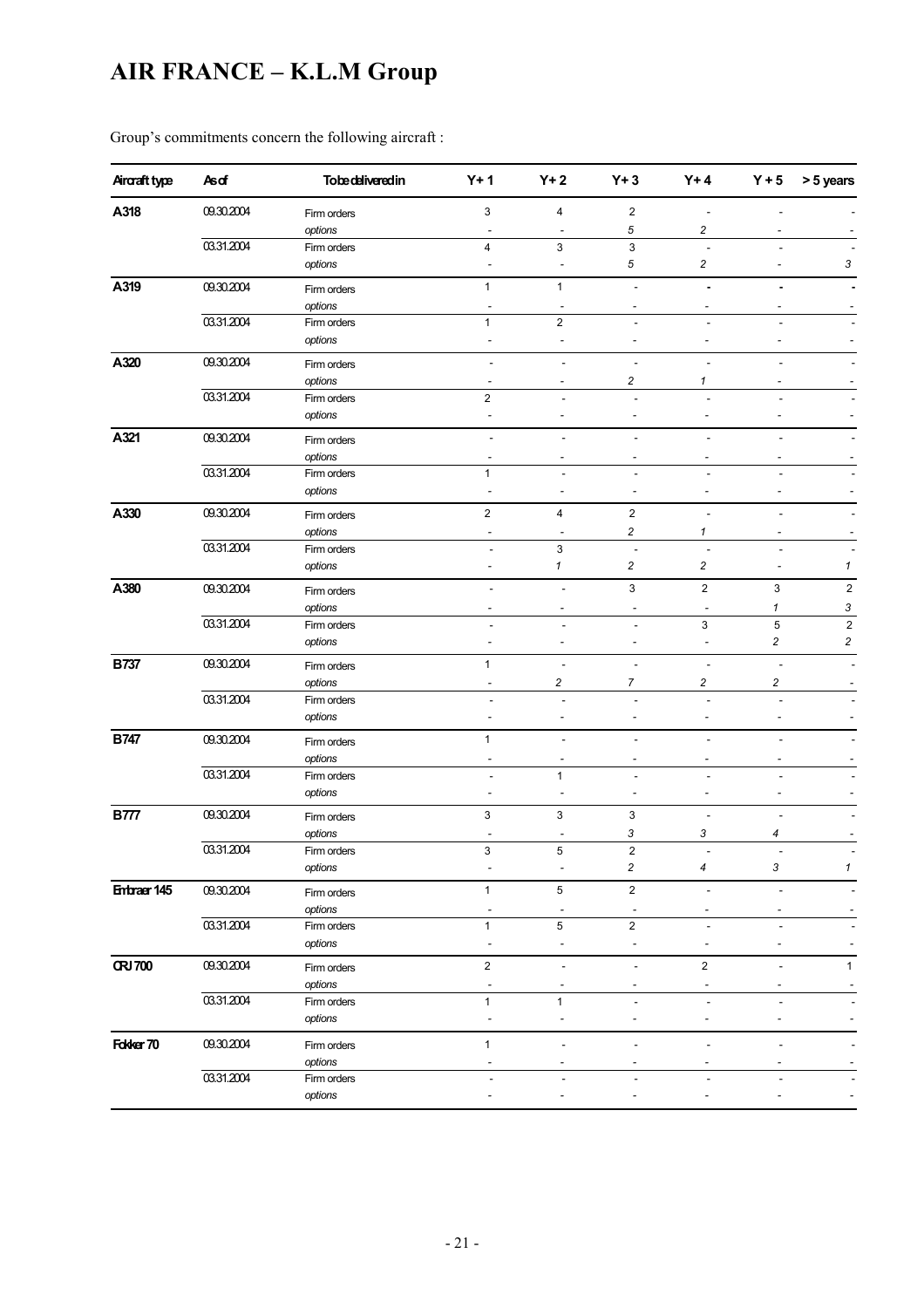# AIR FRANCE – K.L.M Group

Group's commitments concern the following aircraft :

| Aircraft type | As of | To be delivered in | Y + 1 | Y + 2 | Y + 3 | Y + 4 | Y + 5 | > 5 years |
|---|---|---|---|---|---|---|---|---|
| A318 | 09.30.2004 | Firm orders | 3 | 4 | 2 | - | - | - |
| | | *options* | - | - | *5* | *2* | - | - |
| | 03.31.2004 | Firm orders | 4 | 3 | 3 | - | - | - |
| | | *options* | - | - | *5* | *2* | - | *3* |
| A319 | 09.30.2004 | Firm orders | 1 | 1 | - | - | - | - |
| | | *options* | - | - | - | - | - | - |
| | 03.31.2004 | Firm orders | 1 | 2 | - | - | - | - |
| | | *options* | - | - | - | - | - | - |
| A320 | 09.30.2004 | Firm orders | - | - | - | - | - | - |
| | | *options* | - | - | *2* | *1* | - | - |
| | 03.31.2004 | Firm orders | 2 | - | - | - | - | - |
| | | *options* | - | - | - | - | - | - |
| A321 | 09.30.2004 | Firm orders | - | - | - | - | - | - |
| | | *options* | - | - | - | - | - | - |
| | 03.31.2004 | Firm orders | 1 | - | - | - | - | - |
| | | *options* | - | - | - | - | - | - |
| A330 | 09.30.2004 | Firm orders | 2 | 4 | 2 | - | - | - |
| | | *options* | - | - | *2* | *1* | - | - |
| | 03.31.2004 | Firm orders | - | 3 | - | - | - | - |
| | | *options* | - | *1* | *2* | *2* | - | *1* |
| A380 | 09.30.2004 | Firm orders | - | - | 3 | 2 | 3 | 2 |
| | | *options* | - | - | - | - | *1* | *3* |
| | 03.31.2004 | Firm orders | - | - | - | 3 | 5 | 2 |
| | | *options* | - | - | - | - | *2* | *2* |
| B737 | 09.30.2004 | Firm orders | 1 | - | - | - | - | - |
| | | *options* | - | *2* | *7* | *2* | *2* | - |
| | 03.31.2004 | Firm orders | - | - | - | - | - | - |
| | | *options* | - | - | - | - | - | - |
| B747 | 09.30.2004 | Firm orders | 1 | - | - | - | - | - |
| | | *options* | - | - | - | - | - | - |
| | 03.31.2004 | Firm orders | - | 1 | - | - | - | - |
| | | *options* | - | - | - | - | - | - |
| B777 | 09.30.2004 | Firm orders | 3 | 3 | 3 | - | - | - |
| | | *options* | - | - | *3* | *3* | *4* | - |
| | 03.31.2004 | Firm orders | 3 | 5 | 2 | - | - | - |
| | | *options* | - | - | *2* | *4* | *3* | *1* |
| Embraer 145 | 09.30.2004 | Firm orders | 1 | 5 | 2 | - | - | - |
| | | *options* | - | - | - | - | - | - |
| | 03.31.2004 | Firm orders | 1 | 5 | 2 | - | - | - |
| | | *options* | - | - | - | - | - | - |
| CRJ 700 | 09.30.2004 | Firm orders | 2 | - | - | 2 | - | 1 |
| | | *options* | - | - | - | - | - | - |
| | 03.31.2004 | Firm orders | 1 | 1 | - | - | - | - |
| | | *options* | - | - | - | - | - | - |
| Fokker 70 | 09.30.2004 | Firm orders | 1 | - | - | - | - | - |
| | | *options* | - | - | - | - | - | - |
| | 03.31.2004 | Firm orders | - | - | - | - | - | - |
| | | *options* | - | - | - | - | - | - |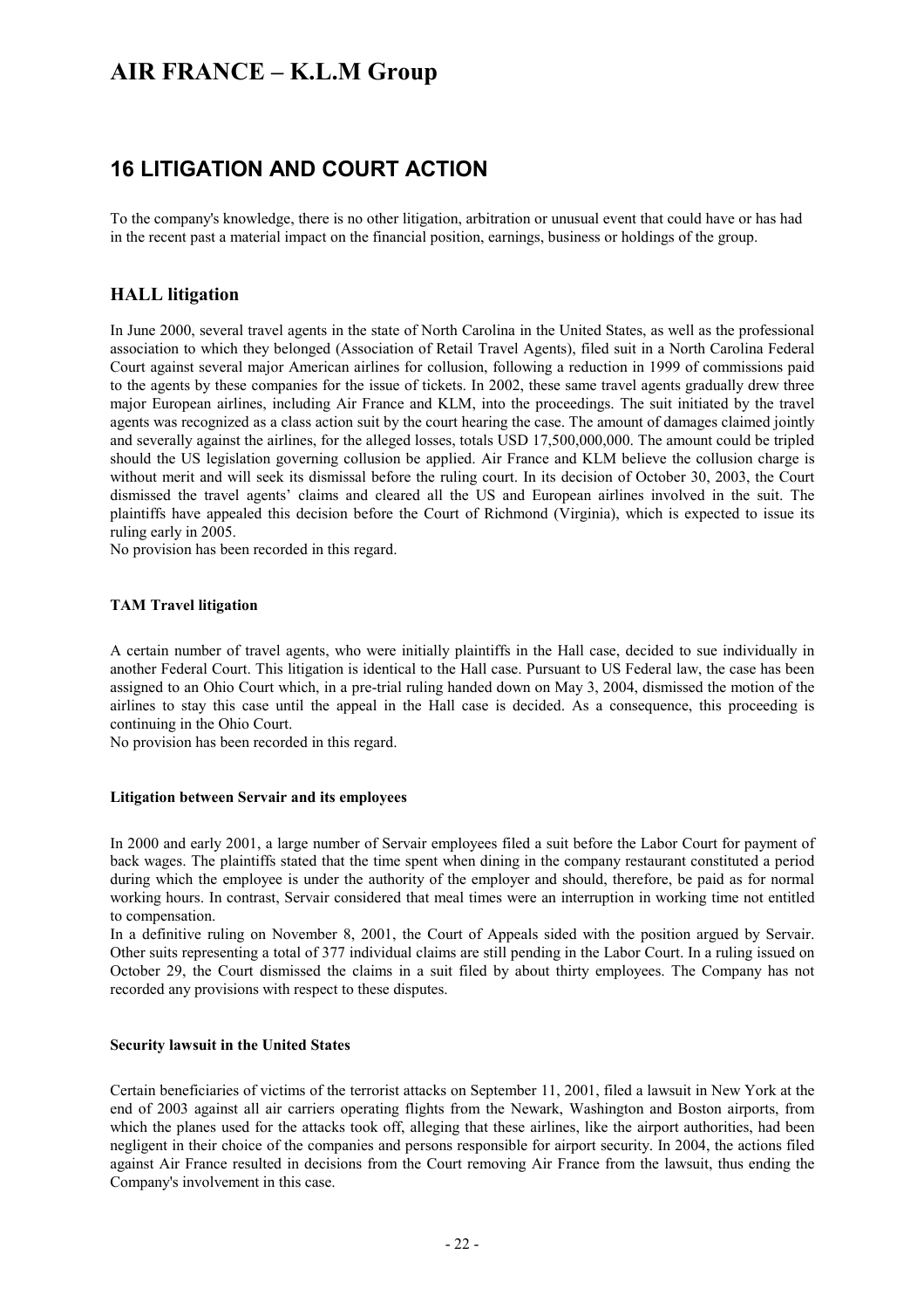## 16 LITIGATION AND COURT ACTION

To the company's knowledge, there is no other litigation, arbitration or unusual event that could have or has had in the recent past a material impact on the financial position, earnings, business or holdings of the group.

### HALL litigation

In June 2000, several travel agents in the state of North Carolina in the United States, as well as the professional association to which they belonged (Association of Retail Travel Agents), filed suit in a North Carolina Federal Court against several major American airlines for collusion, following a reduction in 1999 of commissions paid to the agents by these companies for the issue of tickets. In 2002, these same travel agents gradually drew three major European airlines, including Air France and KLM, into the proceedings. The suit initiated by the travel agents was recognized as a class action suit by the court hearing the case. The amount of damages claimed jointly and severally against the airlines, for the alleged losses, totals USD 17,500,000,000. The amount could be tripled should the US legislation governing collusion be applied. Air France and KLM believe the collusion charge is without merit and will seek its dismissal before the ruling court. In its decision of October 30, 2003, the Court dismissed the travel agents' claims and cleared all the US and European airlines involved in the suit. The plaintiffs have appealed this decision before the Court of Richmond (Virginia), which is expected to issue its ruling early in 2005.
No provision has been recorded in this regard.

#### TAM Travel litigation

A certain number of travel agents, who were initially plaintiffs in the Hall case, decided to sue individually in another Federal Court. This litigation is identical to the Hall case. Pursuant to US Federal law, the case has been assigned to an Ohio Court which, in a pre-trial ruling handed down on May 3, 2004, dismissed the motion of the airlines to stay this case until the appeal in the Hall case is decided. As a consequence, this proceeding is continuing in the Ohio Court.
No provision has been recorded in this regard.

#### Litigation between Servair and its employees

In 2000 and early 2001, a large number of Servair employees filed a suit before the Labor Court for payment of back wages. The plaintiffs stated that the time spent when dining in the company restaurant constituted a period during which the employee is under the authority of the employer and should, therefore, be paid as for normal working hours. In contrast, Servair considered that meal times were an interruption in working time not entitled to compensation.
In a definitive ruling on November 8, 2001, the Court of Appeals sided with the position argued by Servair. Other suits representing a total of 377 individual claims are still pending in the Labor Court. In a ruling issued on October 29, the Court dismissed the claims in a suit filed by about thirty employees. The Company has not recorded any provisions with respect to these disputes.

#### Security lawsuit in the United States

Certain beneficiaries of victims of the terrorist attacks on September 11, 2001, filed a lawsuit in New York at the end of 2003 against all air carriers operating flights from the Newark, Washington and Boston airports, from which the planes used for the attacks took off, alleging that these airlines, like the airport authorities, had been negligent in their choice of the companies and persons responsible for airport security. In 2004, the actions filed against Air France resulted in decisions from the Court removing Air France from the lawsuit, thus ending the Company's involvement in this case.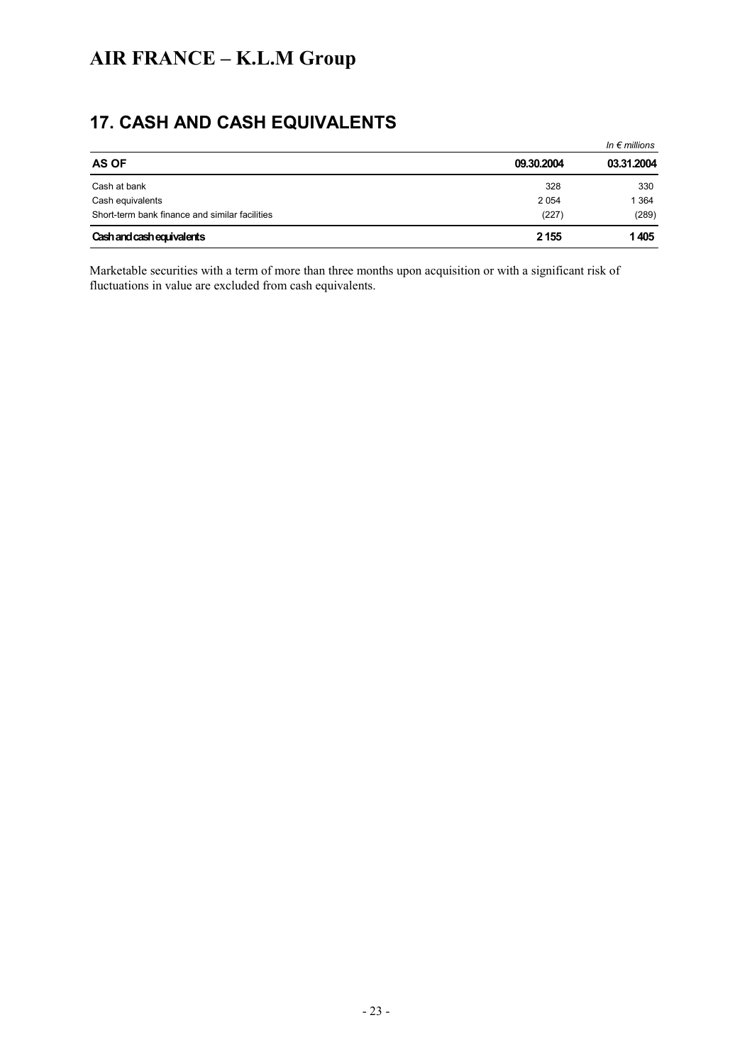# AIR FRANCE – K.L.M Group

## 17. CASH AND CASH EQUIVALENTS

*In € millions*

| AS OF | 09.30.2004 | 03.31.2004 |
|---|---|---|
| Cash at bank | 328 | 330 |
| Cash equivalents | 2 054 | 1 364 |
| Short-term bank finance and similar facilities | (227) | (289) |
| **Cash and cash equivalents** | **2 155** | **1 405** |

Marketable securities with a term of more than three months upon acquisition or with a significant risk of fluctuations in value are excluded from cash equivalents.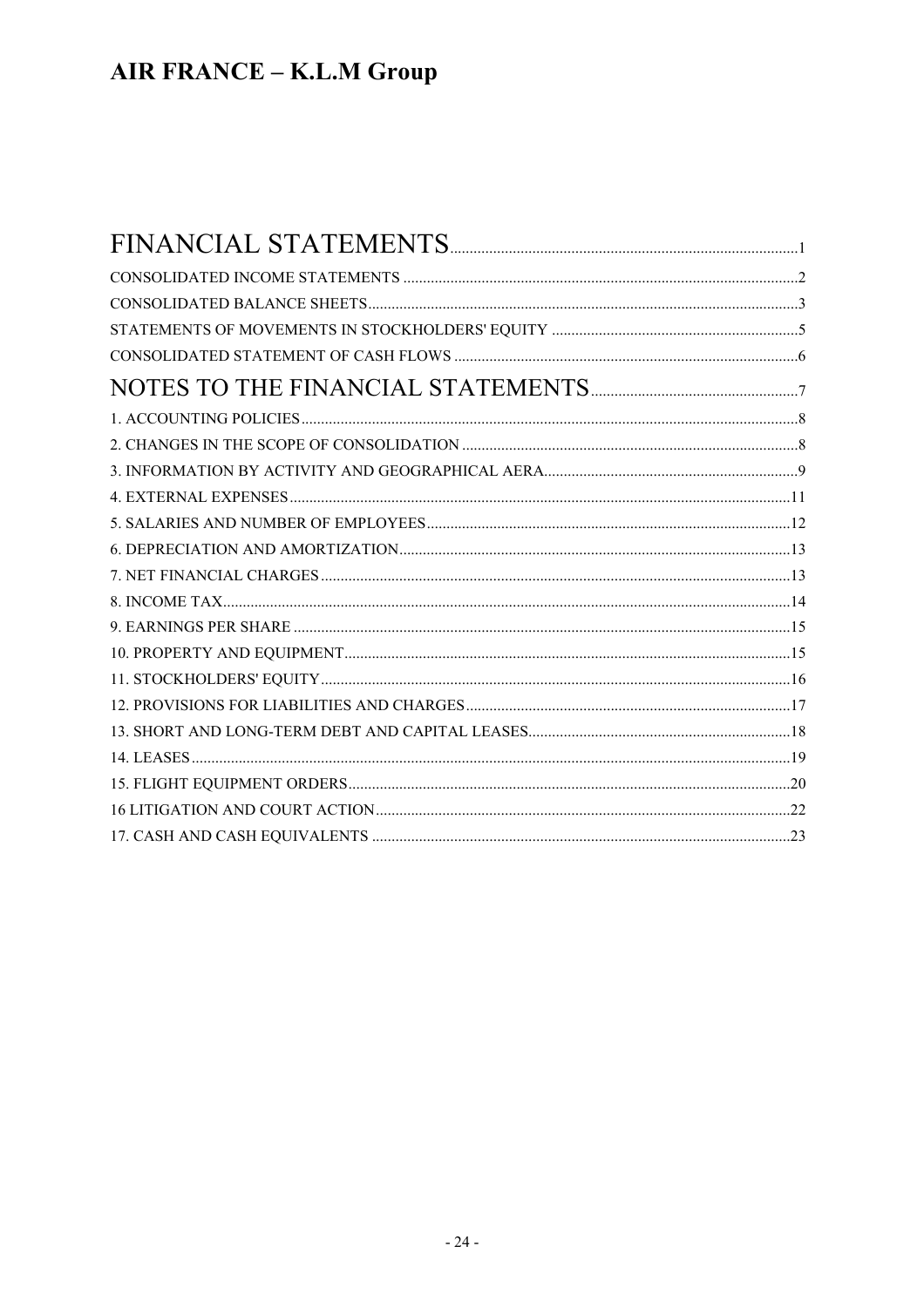# AIR FRANCE – K.L.M Group

FINANCIAL STATEMENTS ........................................................................................ 1

CONSOLIDATED INCOME STATEMENTS .................................................................................................... 2

CONSOLIDATED BALANCE SHEETS ............................................................................................................ 3

STATEMENTS OF MOVEMENTS IN STOCKHOLDERS' EQUITY .............................................................. 5

CONSOLIDATED STATEMENT OF CASH FLOWS ....................................................................................... 6

NOTES TO THE FINANCIAL STATEMENTS .................................................... 7

1. ACCOUNTING POLICIES ............................................................................................................................. 8

2. CHANGES IN THE SCOPE OF CONSOLIDATION ..................................................................................... 8

3. INFORMATION BY ACTIVITY AND GEOGRAPHICAL AERA ................................................................ 9

4. EXTERNAL EXPENSES ............................................................................................................................... 11

5. SALARIES AND NUMBER OF EMPLOYEES ............................................................................................ 12

6. DEPRECIATION AND AMORTIZATION ................................................................................................... 13

7. NET FINANCIAL CHARGES ....................................................................................................................... 13

8. INCOME TAX ................................................................................................................................................ 14

9. EARNINGS PER SHARE .............................................................................................................................. 15

10. PROPERTY AND EQUIPMENT ................................................................................................................. 15

11. STOCKHOLDERS' EQUITY ....................................................................................................................... 16

12. PROVISIONS FOR LIABILITIES AND CHARGES .................................................................................. 17

13. SHORT AND LONG-TERM DEBT AND CAPITAL LEASES .................................................................. 18

14. LEASES ........................................................................................................................................................ 19

15. FLIGHT EQUIPMENT ORDERS ................................................................................................................ 20

16 LITIGATION AND COURT ACTION ......................................................................................................... 22

17. CASH AND CASH EQUIVALENTS .......................................................................................................... 23